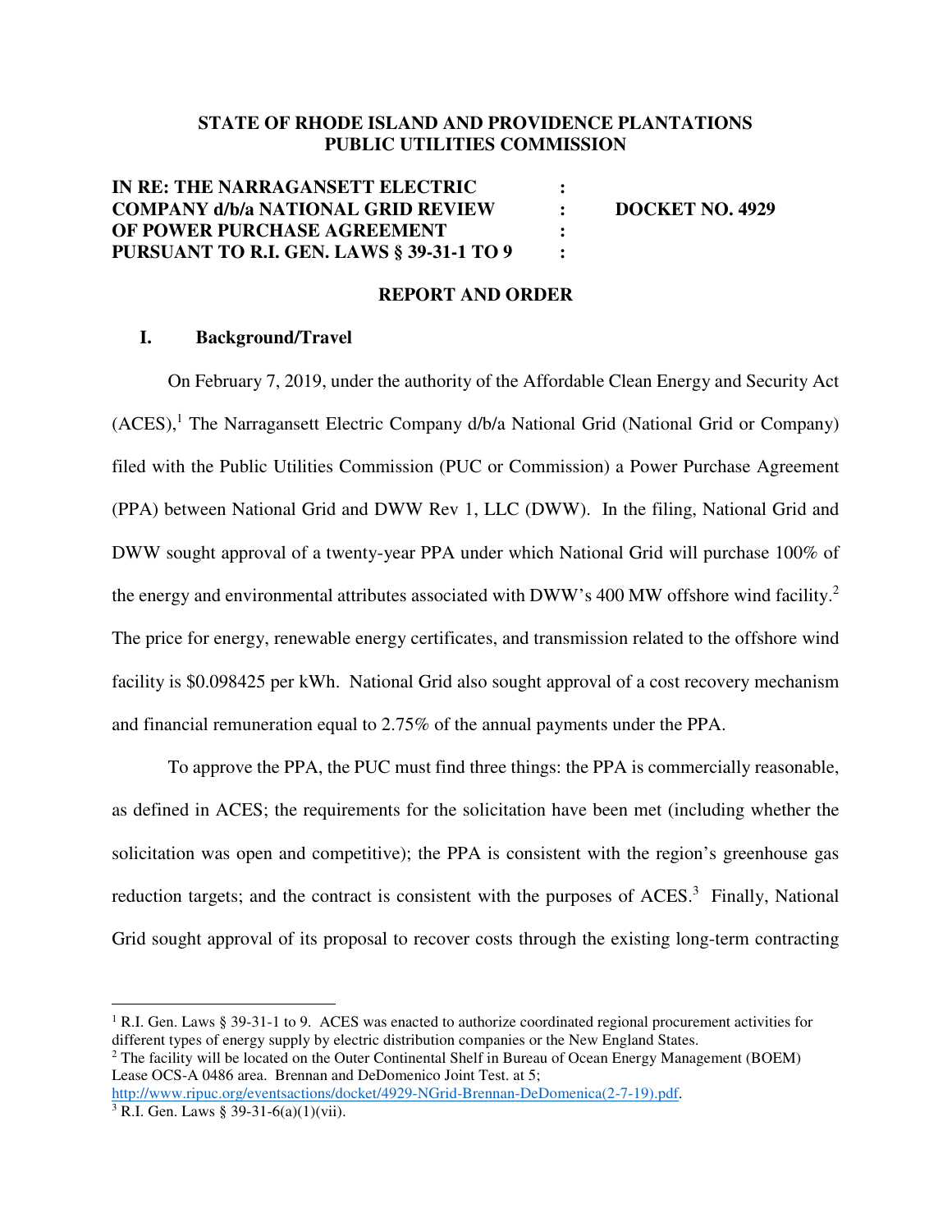**STATE OF RHODE ISLAND AND PROVIDENCE PLANTATIONS**
**PUBLIC UTILITIES COMMISSION**

| | | |
|---|---|---|
| **IN RE: THE NARRAGANSETT ELECTRIC COMPANY d/b/a NATIONAL GRID REVIEW OF POWER PURCHASE AGREEMENT PURSUANT TO R.I. GEN. LAWS § 39-31-1 TO 9** | : | **DOCKET NO. 4929** |

**REPORT AND ORDER**

## I. Background/Travel

On February 7, 2019, under the authority of the Affordable Clean Energy and Security Act (ACES),[1] The Narragansett Electric Company d/b/a National Grid (National Grid or Company) filed with the Public Utilities Commission (PUC or Commission) a Power Purchase Agreement (PPA) between National Grid and DWW Rev 1, LLC (DWW). In the filing, National Grid and DWW sought approval of a twenty-year PPA under which National Grid will purchase 100% of the energy and environmental attributes associated with DWW's 400 MW offshore wind facility.[2] The price for energy, renewable energy certificates, and transmission related to the offshore wind facility is $0.098425 per kWh. National Grid also sought approval of a cost recovery mechanism and financial remuneration equal to 2.75% of the annual payments under the PPA.

To approve the PPA, the PUC must find three things: the PPA is commercially reasonable, as defined in ACES; the requirements for the solicitation have been met (including whether the solicitation was open and competitive); the PPA is consistent with the region's greenhouse gas reduction targets; and the contract is consistent with the purposes of ACES.[3] Finally, National Grid sought approval of its proposal to recover costs through the existing long-term contracting

---

[1] R.I. Gen. Laws § 39-31-1 to 9. ACES was enacted to authorize coordinated regional procurement activities for different types of energy supply by electric distribution companies or the New England States.

[2] The facility will be located on the Outer Continental Shelf in Bureau of Ocean Energy Management (BOEM) Lease OCS-A 0486 area. Brennan and DeDomenico Joint Test. at 5; http://www.ripuc.org/eventsactions/docket/4929-NGrid-Brennan-DeDomenica(2-7-19).pdf.

[3] R.I. Gen. Laws § 39-31-6(a)(1)(vii).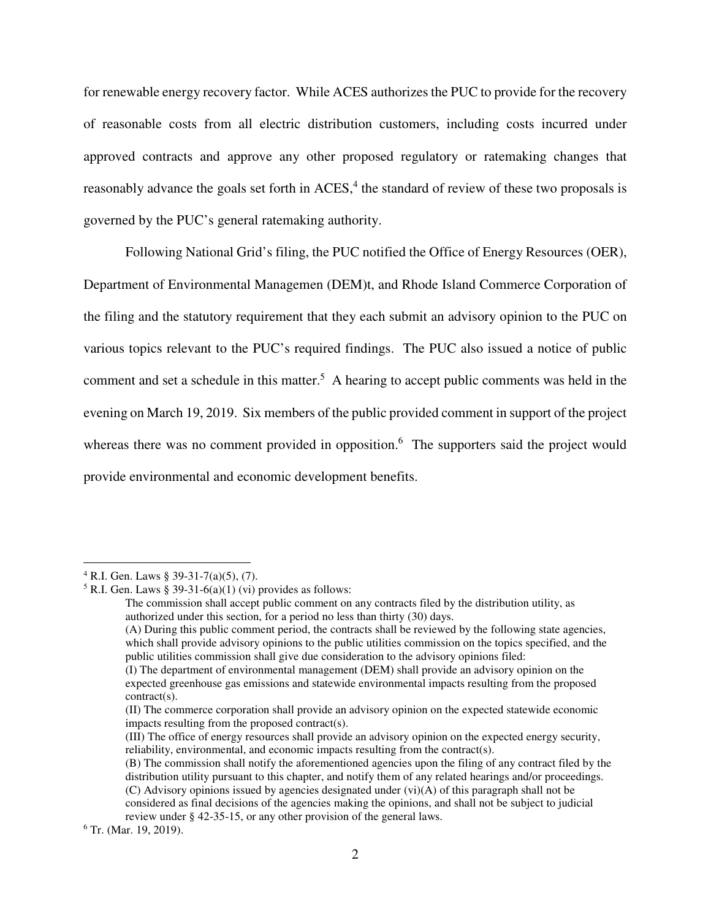for renewable energy recovery factor. While ACES authorizes the PUC to provide for the recovery of reasonable costs from all electric distribution customers, including costs incurred under approved contracts and approve any other proposed regulatory or ratemaking changes that reasonably advance the goals set forth in ACES,[4] the standard of review of these two proposals is governed by the PUC's general ratemaking authority.

Following National Grid's filing, the PUC notified the Office of Energy Resources (OER), Department of Environmental Managemen (DEM)t, and Rhode Island Commerce Corporation of the filing and the statutory requirement that they each submit an advisory opinion to the PUC on various topics relevant to the PUC's required findings. The PUC also issued a notice of public comment and set a schedule in this matter.[5] A hearing to accept public comments was held in the evening on March 19, 2019. Six members of the public provided comment in support of the project whereas there was no comment provided in opposition.[6] The supporters said the project would provide environmental and economic development benefits.

---

[4] R.I. Gen. Laws § 39-31-7(a)(5), (7).

[5] R.I. Gen. Laws § 39-31-6(a)(1) (vi) provides as follows:

> The commission shall accept public comment on any contracts filed by the distribution utility, as authorized under this section, for a period no less than thirty (30) days.
> (A) During this public comment period, the contracts shall be reviewed by the following state agencies, which shall provide advisory opinions to the public utilities commission on the topics specified, and the public utilities commission shall give due consideration to the advisory opinions filed:
> (I) The department of environmental management (DEM) shall provide an advisory opinion on the expected greenhouse gas emissions and statewide environmental impacts resulting from the proposed contract(s).
> (II) The commerce corporation shall provide an advisory opinion on the expected statewide economic impacts resulting from the proposed contract(s).
> (III) The office of energy resources shall provide an advisory opinion on the expected energy security, reliability, environmental, and economic impacts resulting from the contract(s).
> (B) The commission shall notify the aforementioned agencies upon the filing of any contract filed by the distribution utility pursuant to this chapter, and notify them of any related hearings and/or proceedings.
> (C) Advisory opinions issued by agencies designated under (vi)(A) of this paragraph shall not be considered as final decisions of the agencies making the opinions, and shall not be subject to judicial review under § 42-35-15, or any other provision of the general laws.

[6] Tr. (Mar. 19, 2019).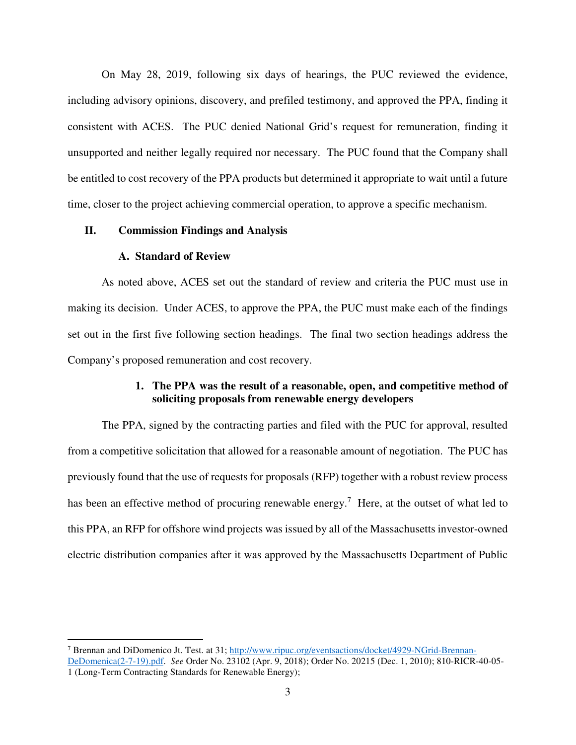On May 28, 2019, following six days of hearings, the PUC reviewed the evidence, including advisory opinions, discovery, and prefiled testimony, and approved the PPA, finding it consistent with ACES. The PUC denied National Grid's request for remuneration, finding it unsupported and neither legally required nor necessary. The PUC found that the Company shall be entitled to cost recovery of the PPA products but determined it appropriate to wait until a future time, closer to the project achieving commercial operation, to approve a specific mechanism.

## II. Commission Findings and Analysis

### A. Standard of Review

As noted above, ACES set out the standard of review and criteria the PUC must use in making its decision. Under ACES, to approve the PPA, the PUC must make each of the findings set out in the first five following section headings. The final two section headings address the Company's proposed remuneration and cost recovery.

#### 1. The PPA was the result of a reasonable, open, and competitive method of soliciting proposals from renewable energy developers

The PPA, signed by the contracting parties and filed with the PUC for approval, resulted from a competitive solicitation that allowed for a reasonable amount of negotiation. The PUC has previously found that the use of requests for proposals (RFP) together with a robust review process has been an effective method of procuring renewable energy.[7] Here, at the outset of what led to this PPA, an RFP for offshore wind projects was issued by all of the Massachusetts investor-owned electric distribution companies after it was approved by the Massachusetts Department of Public

---

[7] Brennan and DiDomenico Jt. Test. at 31; http://www.ripuc.org/eventsactions/docket/4929-NGrid-Brennan-DeDomenica(2-7-19).pdf. *See* Order No. 23102 (Apr. 9, 2018); Order No. 20215 (Dec. 1, 2010); 810-RICR-40-05-1 (Long-Term Contracting Standards for Renewable Energy);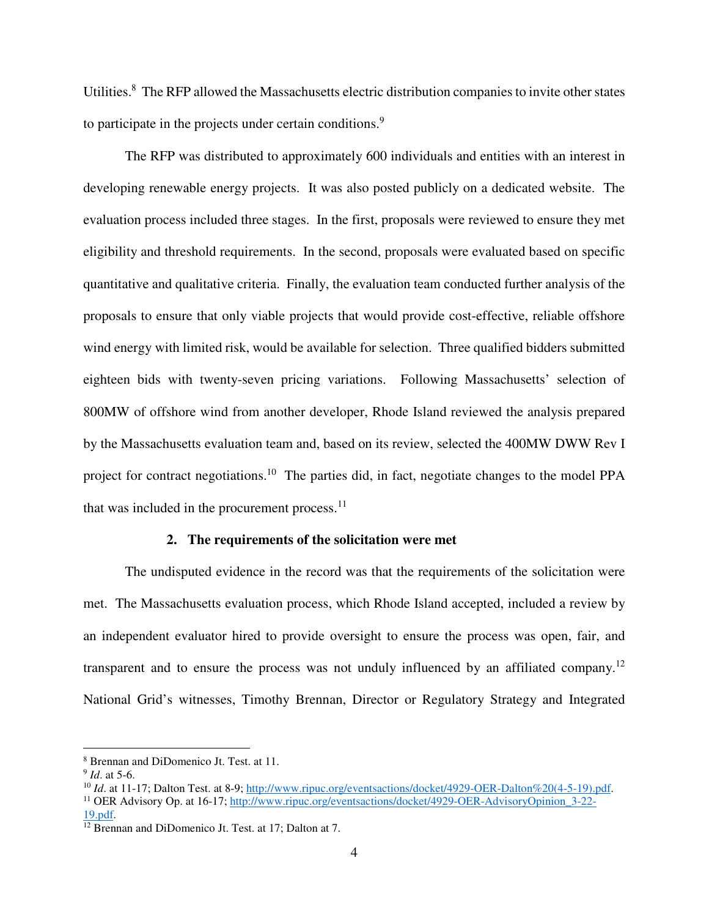Utilities.[8] The RFP allowed the Massachusetts electric distribution companies to invite other states to participate in the projects under certain conditions.[9]

The RFP was distributed to approximately 600 individuals and entities with an interest in developing renewable energy projects. It was also posted publicly on a dedicated website. The evaluation process included three stages. In the first, proposals were reviewed to ensure they met eligibility and threshold requirements. In the second, proposals were evaluated based on specific quantitative and qualitative criteria. Finally, the evaluation team conducted further analysis of the proposals to ensure that only viable projects that would provide cost-effective, reliable offshore wind energy with limited risk, would be available for selection. Three qualified bidders submitted eighteen bids with twenty-seven pricing variations. Following Massachusetts' selection of 800MW of offshore wind from another developer, Rhode Island reviewed the analysis prepared by the Massachusetts evaluation team and, based on its review, selected the 400MW DWW Rev I project for contract negotiations.[10] The parties did, in fact, negotiate changes to the model PPA that was included in the procurement process.[11]

**2. The requirements of the solicitation were met**

The undisputed evidence in the record was that the requirements of the solicitation were met. The Massachusetts evaluation process, which Rhode Island accepted, included a review by an independent evaluator hired to provide oversight to ensure the process was open, fair, and transparent and to ensure the process was not unduly influenced by an affiliated company.[12] National Grid's witnesses, Timothy Brennan, Director or Regulatory Strategy and Integrated

---

[8] Brennan and DiDomenico Jt. Test. at 11.

[9] *Id*. at 5-6.

[10] *Id*. at 11-17; Dalton Test. at 8-9; http://www.ripuc.org/eventsactions/docket/4929-OER-Dalton%20(4-5-19).pdf.

[11] OER Advisory Op. at 16-17; http://www.ripuc.org/eventsactions/docket/4929-OER-AdvisoryOpinion_3-22-19.pdf.

[12] Brennan and DiDomenico Jt. Test. at 17; Dalton at 7.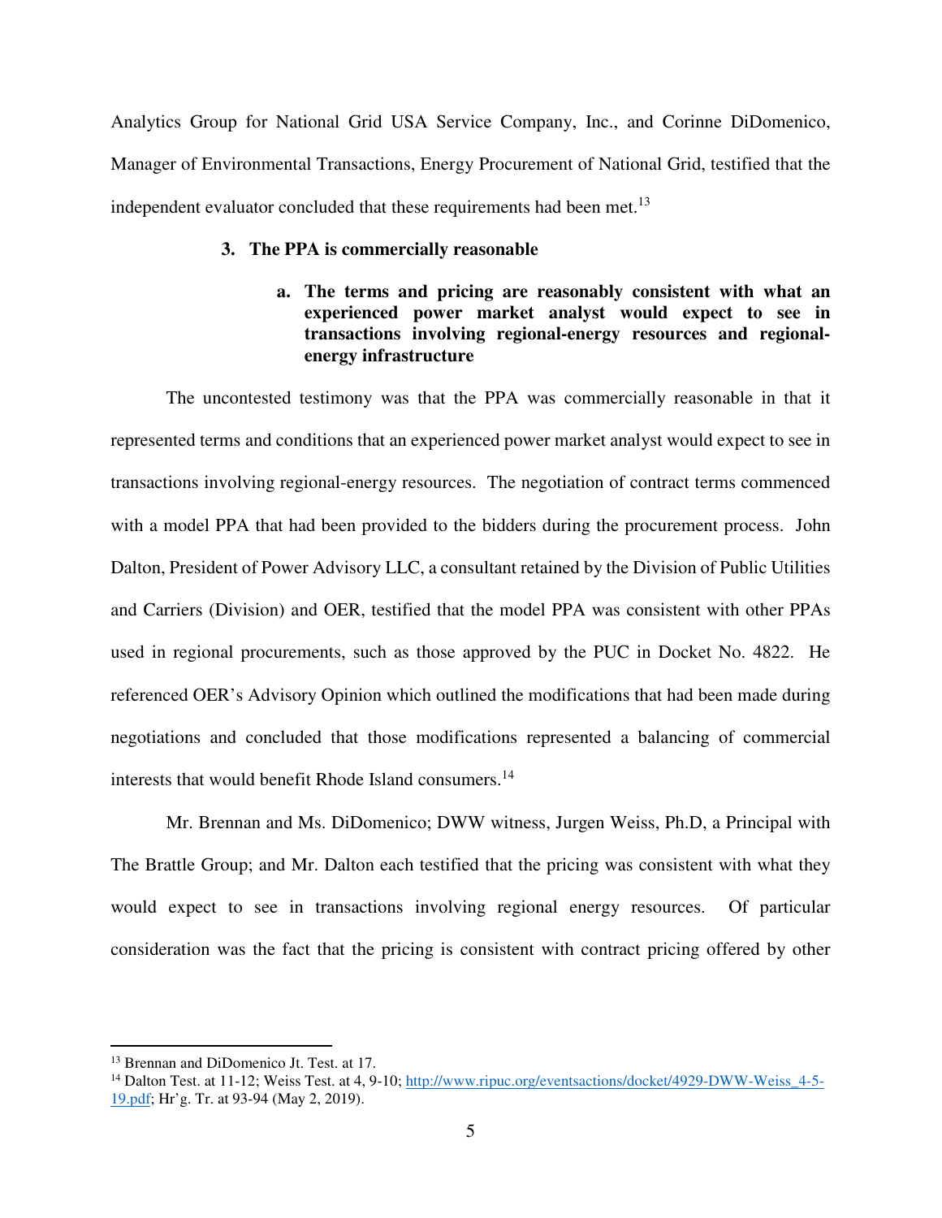Analytics Group for National Grid USA Service Company, Inc., and Corinne DiDomenico, Manager of Environmental Transactions, Energy Procurement of National Grid, testified that the independent evaluator concluded that these requirements had been met.[13]

### 3. The PPA is commercially reasonable

#### a. The terms and pricing are reasonably consistent with what an experienced power market analyst would expect to see in transactions involving regional-energy resources and regional-energy infrastructure

The uncontested testimony was that the PPA was commercially reasonable in that it represented terms and conditions that an experienced power market analyst would expect to see in transactions involving regional-energy resources. The negotiation of contract terms commenced with a model PPA that had been provided to the bidders during the procurement process. John Dalton, President of Power Advisory LLC, a consultant retained by the Division of Public Utilities and Carriers (Division) and OER, testified that the model PPA was consistent with other PPAs used in regional procurements, such as those approved by the PUC in Docket No. 4822. He referenced OER's Advisory Opinion which outlined the modifications that had been made during negotiations and concluded that those modifications represented a balancing of commercial interests that would benefit Rhode Island consumers.[14]

Mr. Brennan and Ms. DiDomenico; DWW witness, Jurgen Weiss, Ph.D, a Principal with The Brattle Group; and Mr. Dalton each testified that the pricing was consistent with what they would expect to see in transactions involving regional energy resources. Of particular consideration was the fact that the pricing is consistent with contract pricing offered by other

---

[13] Brennan and DiDomenico Jt. Test. at 17.

[14] Dalton Test. at 11-12; Weiss Test. at 4, 9-10; http://www.ripuc.org/eventsactions/docket/4929-DWW-Weiss_4-5-19.pdf; Hr'g. Tr. at 93-94 (May 2, 2019).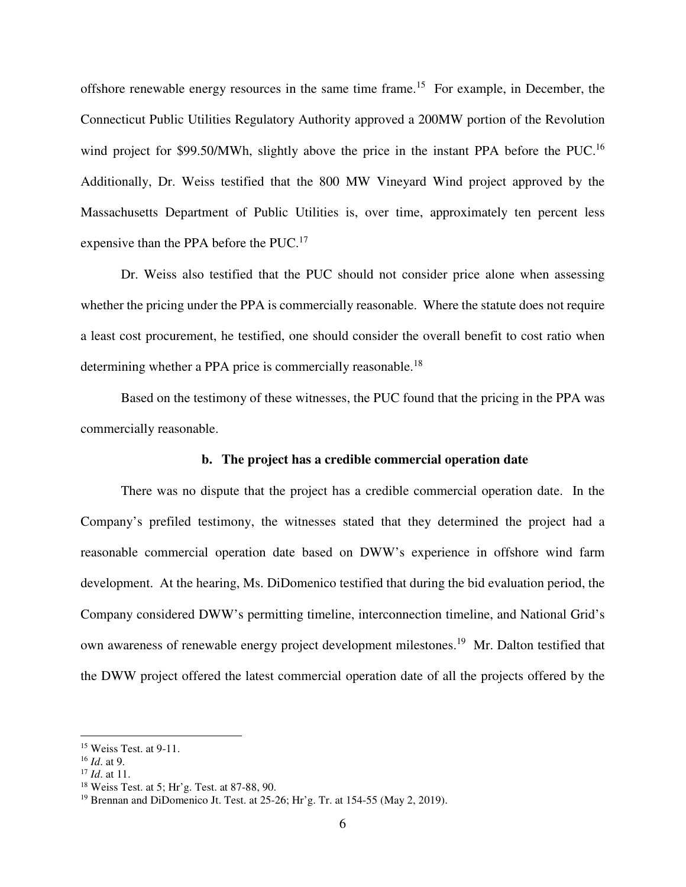offshore renewable energy resources in the same time frame.[15] For example, in December, the Connecticut Public Utilities Regulatory Authority approved a 200MW portion of the Revolution wind project for $99.50/MWh, slightly above the price in the instant PPA before the PUC.[16] Additionally, Dr. Weiss testified that the 800 MW Vineyard Wind project approved by the Massachusetts Department of Public Utilities is, over time, approximately ten percent less expensive than the PPA before the PUC.[17]

Dr. Weiss also testified that the PUC should not consider price alone when assessing whether the pricing under the PPA is commercially reasonable. Where the statute does not require a least cost procurement, he testified, one should consider the overall benefit to cost ratio when determining whether a PPA price is commercially reasonable.[18]

Based on the testimony of these witnesses, the PUC found that the pricing in the PPA was commercially reasonable.

**b. The project has a credible commercial operation date**

There was no dispute that the project has a credible commercial operation date. In the Company's prefiled testimony, the witnesses stated that they determined the project had a reasonable commercial operation date based on DWW's experience in offshore wind farm development. At the hearing, Ms. DiDomenico testified that during the bid evaluation period, the Company considered DWW's permitting timeline, interconnection timeline, and National Grid's own awareness of renewable energy project development milestones.[19] Mr. Dalton testified that the DWW project offered the latest commercial operation date of all the projects offered by the

---

[15] Weiss Test. at 9-11.
[16] *Id*. at 9.
[17] *Id*. at 11.
[18] Weiss Test. at 5; Hr'g. Test. at 87-88, 90.
[19] Brennan and DiDomenico Jt. Test. at 25-26; Hr'g. Tr. at 154-55 (May 2, 2019).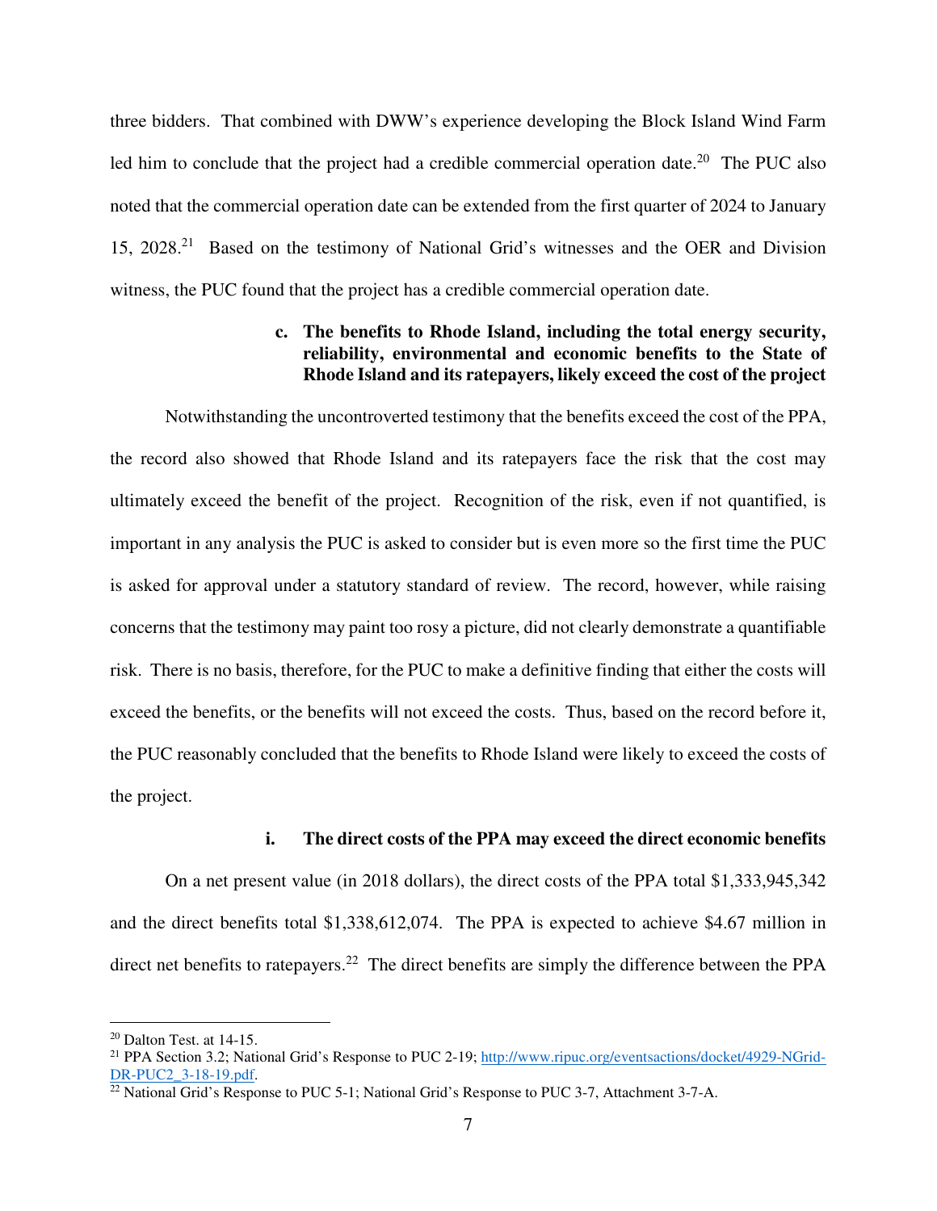three bidders. That combined with DWW's experience developing the Block Island Wind Farm led him to conclude that the project had a credible commercial operation date.[20] The PUC also noted that the commercial operation date can be extended from the first quarter of 2024 to January 15, 2028.[21] Based on the testimony of National Grid's witnesses and the OER and Division witness, the PUC found that the project has a credible commercial operation date.

**c. The benefits to Rhode Island, including the total energy security, reliability, environmental and economic benefits to the State of Rhode Island and its ratepayers, likely exceed the cost of the project**

Notwithstanding the uncontroverted testimony that the benefits exceed the cost of the PPA, the record also showed that Rhode Island and its ratepayers face the risk that the cost may ultimately exceed the benefit of the project. Recognition of the risk, even if not quantified, is important in any analysis the PUC is asked to consider but is even more so the first time the PUC is asked for approval under a statutory standard of review. The record, however, while raising concerns that the testimony may paint too rosy a picture, did not clearly demonstrate a quantifiable risk. There is no basis, therefore, for the PUC to make a definitive finding that either the costs will exceed the benefits, or the benefits will not exceed the costs. Thus, based on the record before it, the PUC reasonably concluded that the benefits to Rhode Island were likely to exceed the costs of the project.

**i. The direct costs of the PPA may exceed the direct economic benefits**

On a net present value (in 2018 dollars), the direct costs of the PPA total $1,333,945,342 and the direct benefits total $1,338,612,074. The PPA is expected to achieve $4.67 million in direct net benefits to ratepayers.[22] The direct benefits are simply the difference between the PPA

---

[20] Dalton Test. at 14-15.

[21] PPA Section 3.2; National Grid's Response to PUC 2-19; http://www.ripuc.org/eventsactions/docket/4929-NGrid-DR-PUC2_3-18-19.pdf.

[22] National Grid's Response to PUC 5-1; National Grid's Response to PUC 3-7, Attachment 3-7-A.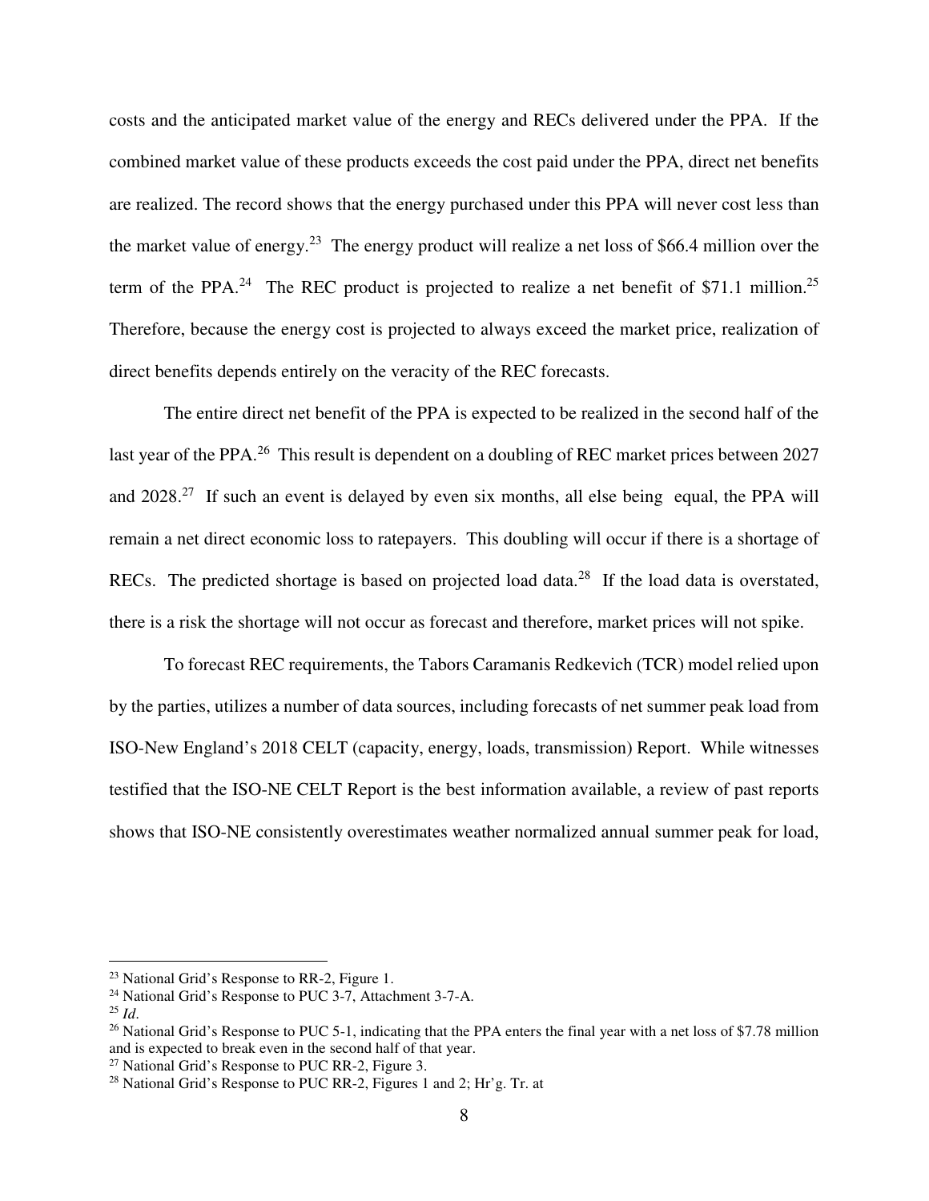costs and the anticipated market value of the energy and RECs delivered under the PPA. If the combined market value of these products exceeds the cost paid under the PPA, direct net benefits are realized. The record shows that the energy purchased under this PPA will never cost less than the market value of energy.[23] The energy product will realize a net loss of $66.4 million over the term of the PPA.[24] The REC product is projected to realize a net benefit of $71.1 million.[25] Therefore, because the energy cost is projected to always exceed the market price, realization of direct benefits depends entirely on the veracity of the REC forecasts.

The entire direct net benefit of the PPA is expected to be realized in the second half of the last year of the PPA.[26] This result is dependent on a doubling of REC market prices between 2027 and 2028.[27] If such an event is delayed by even six months, all else being equal, the PPA will remain a net direct economic loss to ratepayers. This doubling will occur if there is a shortage of RECs. The predicted shortage is based on projected load data.[28] If the load data is overstated, there is a risk the shortage will not occur as forecast and therefore, market prices will not spike.

To forecast REC requirements, the Tabors Caramanis Redkevich (TCR) model relied upon by the parties, utilizes a number of data sources, including forecasts of net summer peak load from ISO-New England's 2018 CELT (capacity, energy, loads, transmission) Report. While witnesses testified that the ISO-NE CELT Report is the best information available, a review of past reports shows that ISO-NE consistently overestimates weather normalized annual summer peak for load,

---

[23] National Grid's Response to RR-2, Figure 1.

[24] National Grid's Response to PUC 3-7, Attachment 3-7-A.

[25] *Id*.

[26] National Grid's Response to PUC 5-1, indicating that the PPA enters the final year with a net loss of $7.78 million and is expected to break even in the second half of that year.

[27] National Grid's Response to PUC RR-2, Figure 3.

[28] National Grid's Response to PUC RR-2, Figures 1 and 2; Hr'g. Tr. at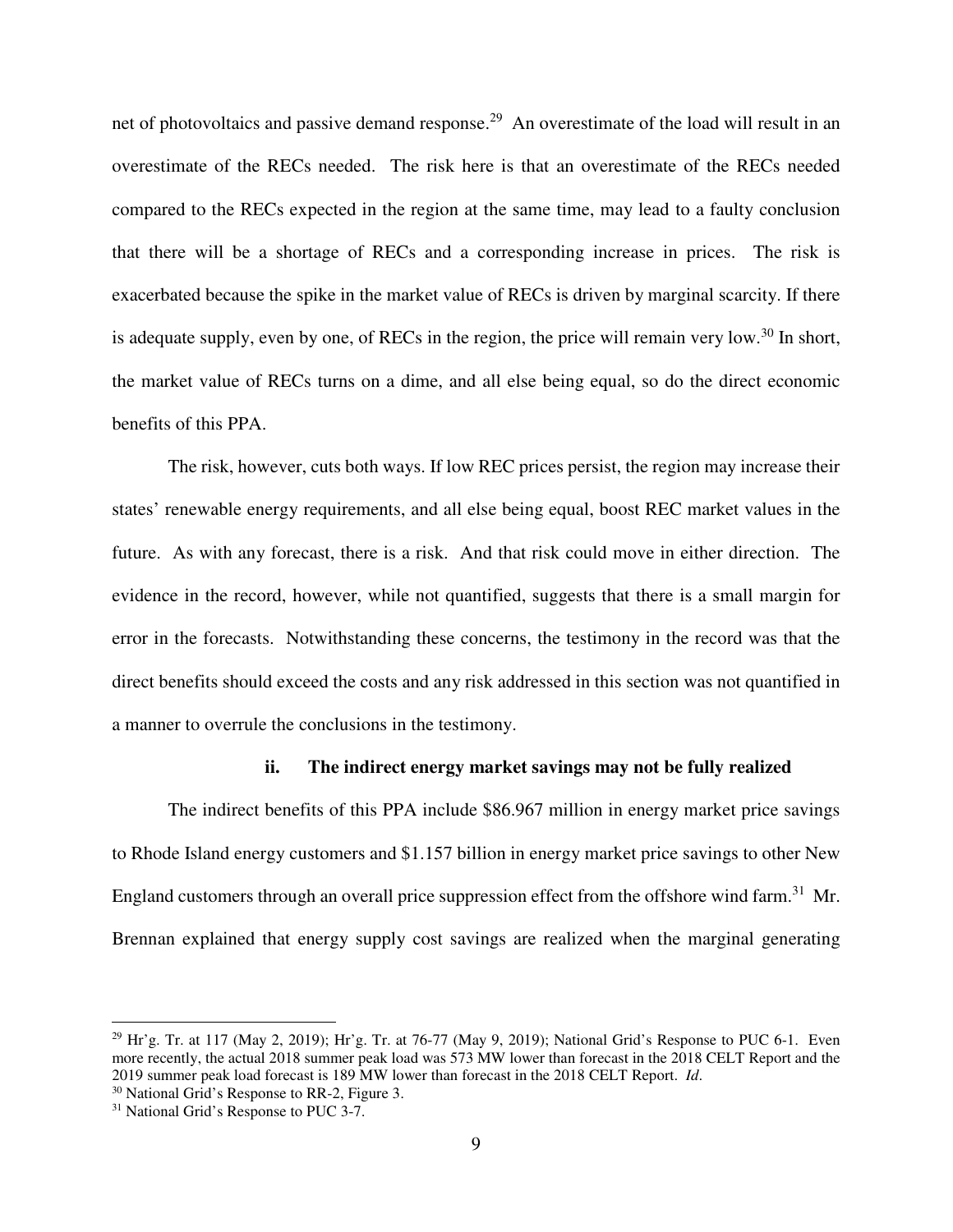net of photovoltaics and passive demand response.[29] An overestimate of the load will result in an overestimate of the RECs needed. The risk here is that an overestimate of the RECs needed compared to the RECs expected in the region at the same time, may lead to a faulty conclusion that there will be a shortage of RECs and a corresponding increase in prices. The risk is exacerbated because the spike in the market value of RECs is driven by marginal scarcity. If there is adequate supply, even by one, of RECs in the region, the price will remain very low.[30] In short, the market value of RECs turns on a dime, and all else being equal, so do the direct economic benefits of this PPA.

The risk, however, cuts both ways. If low REC prices persist, the region may increase their states' renewable energy requirements, and all else being equal, boost REC market values in the future. As with any forecast, there is a risk. And that risk could move in either direction. The evidence in the record, however, while not quantified, suggests that there is a small margin for error in the forecasts. Notwithstanding these concerns, the testimony in the record was that the direct benefits should exceed the costs and any risk addressed in this section was not quantified in a manner to overrule the conclusions in the testimony.

**ii. The indirect energy market savings may not be fully realized**

The indirect benefits of this PPA include $86.967 million in energy market price savings to Rhode Island energy customers and $1.157 billion in energy market price savings to other New England customers through an overall price suppression effect from the offshore wind farm.[31] Mr. Brennan explained that energy supply cost savings are realized when the marginal generating

---

[29] Hr'g. Tr. at 117 (May 2, 2019); Hr'g. Tr. at 76-77 (May 9, 2019); National Grid's Response to PUC 6-1. Even more recently, the actual 2018 summer peak load was 573 MW lower than forecast in the 2018 CELT Report and the 2019 summer peak load forecast is 189 MW lower than forecast in the 2018 CELT Report. *Id*.

[30] National Grid's Response to RR-2, Figure 3.

[31] National Grid's Response to PUC 3-7.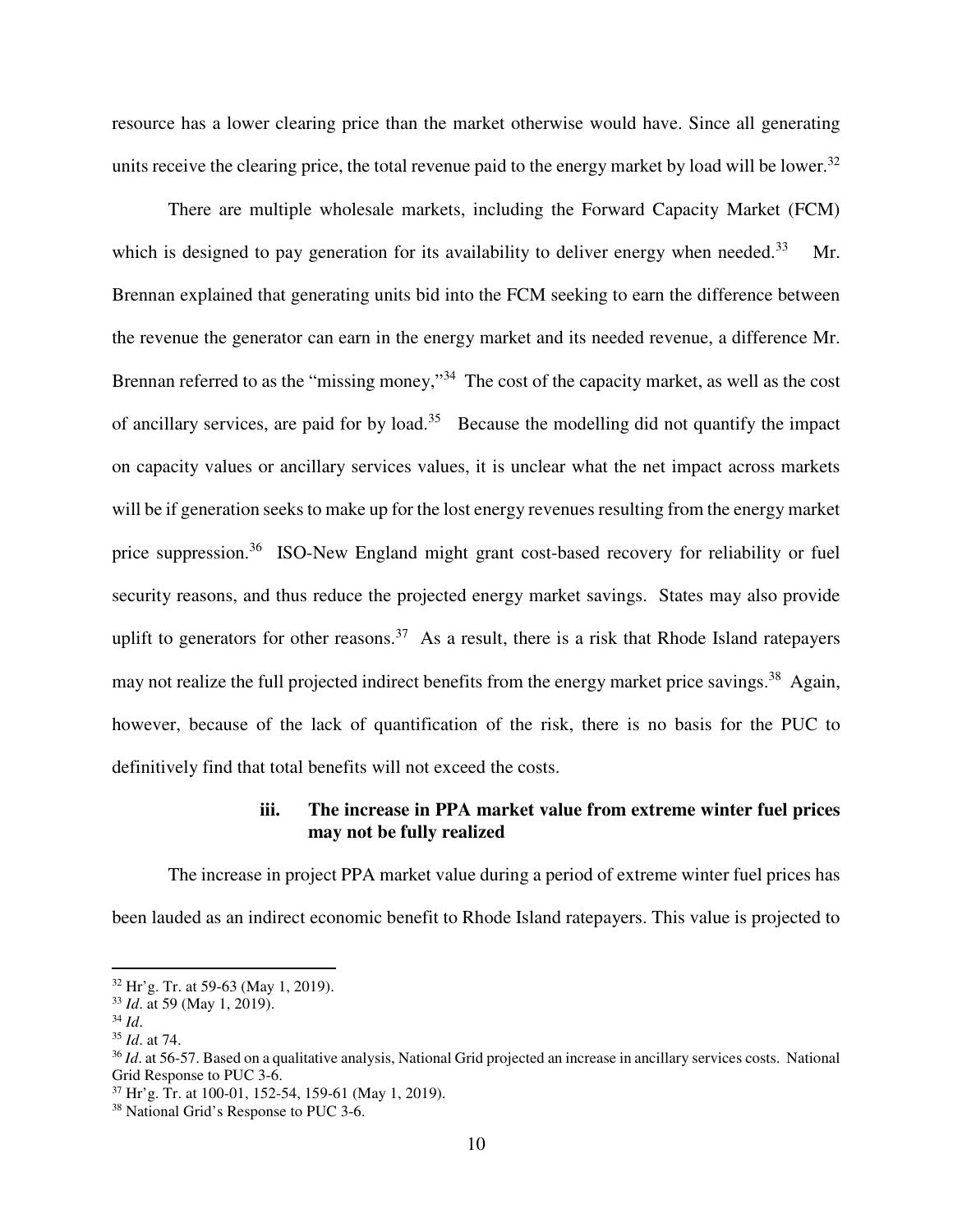resource has a lower clearing price than the market otherwise would have. Since all generating units receive the clearing price, the total revenue paid to the energy market by load will be lower.[32]

There are multiple wholesale markets, including the Forward Capacity Market (FCM) which is designed to pay generation for its availability to deliver energy when needed.[33] Mr. Brennan explained that generating units bid into the FCM seeking to earn the difference between the revenue the generator can earn in the energy market and its needed revenue, a difference Mr. Brennan referred to as the "missing money,"[34] The cost of the capacity market, as well as the cost of ancillary services, are paid for by load.[35] Because the modelling did not quantify the impact on capacity values or ancillary services values, it is unclear what the net impact across markets will be if generation seeks to make up for the lost energy revenues resulting from the energy market price suppression.[36] ISO-New England might grant cost-based recovery for reliability or fuel security reasons, and thus reduce the projected energy market savings. States may also provide uplift to generators for other reasons.[37] As a result, there is a risk that Rhode Island ratepayers may not realize the full projected indirect benefits from the energy market price savings.[38] Again, however, because of the lack of quantification of the risk, there is no basis for the PUC to definitively find that total benefits will not exceed the costs.

#### iii. The increase in PPA market value from extreme winter fuel prices may not be fully realized

The increase in project PPA market value during a period of extreme winter fuel prices has been lauded as an indirect economic benefit to Rhode Island ratepayers. This value is projected to

---

[32] Hr'g. Tr. at 59-63 (May 1, 2019).

[33] *Id*. at 59 (May 1, 2019).

[34] *Id*.

[35] *Id*. at 74.

[36] *Id*. at 56-57. Based on a qualitative analysis, National Grid projected an increase in ancillary services costs. National Grid Response to PUC 3-6.

[37] Hr'g. Tr. at 100-01, 152-54, 159-61 (May 1, 2019).

[38] National Grid's Response to PUC 3-6.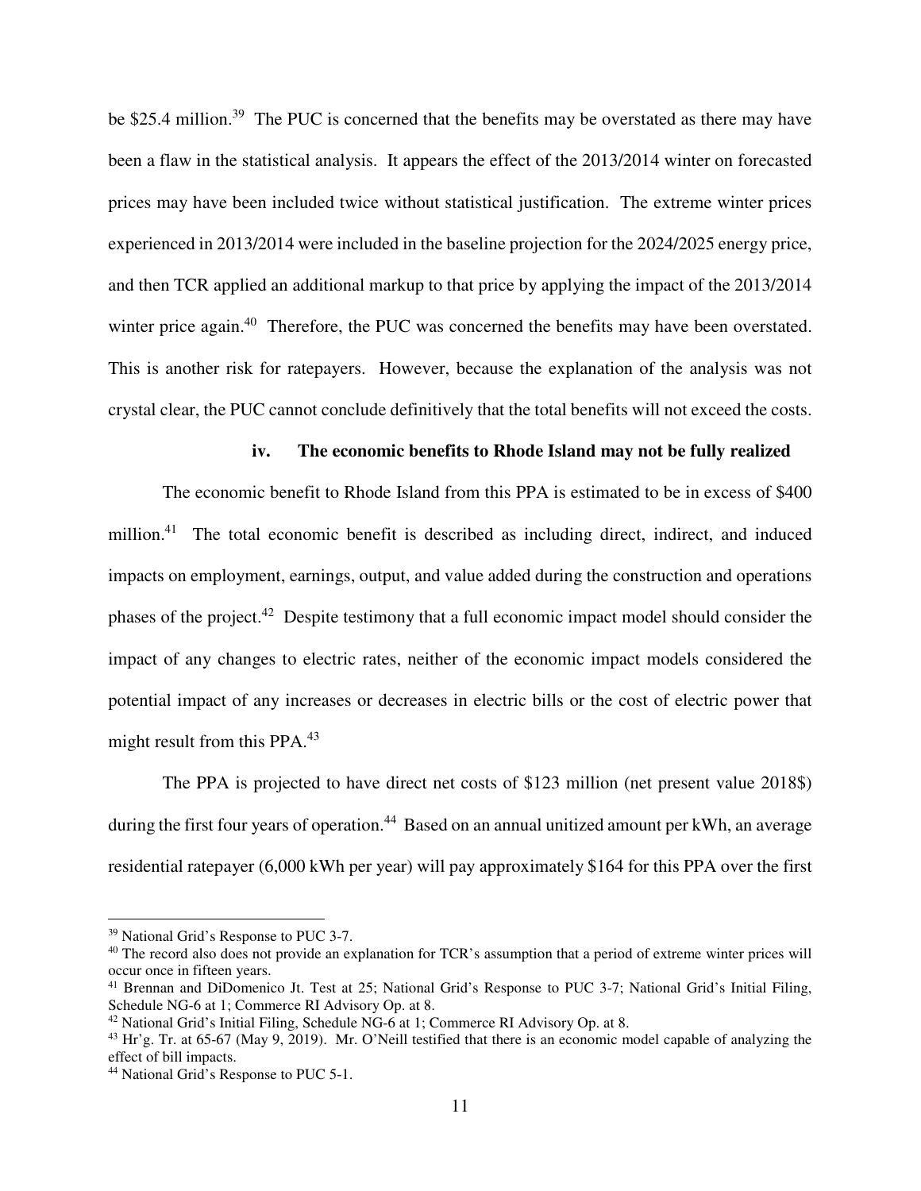be $25.4 million.[39] The PUC is concerned that the benefits may be overstated as there may have been a flaw in the statistical analysis. It appears the effect of the 2013/2014 winter on forecasted prices may have been included twice without statistical justification. The extreme winter prices experienced in 2013/2014 were included in the baseline projection for the 2024/2025 energy price, and then TCR applied an additional markup to that price by applying the impact of the 2013/2014 winter price again.[40] Therefore, the PUC was concerned the benefits may have been overstated. This is another risk for ratepayers. However, because the explanation of the analysis was not crystal clear, the PUC cannot conclude definitively that the total benefits will not exceed the costs.

**iv. The economic benefits to Rhode Island may not be fully realized**

The economic benefit to Rhode Island from this PPA is estimated to be in excess of $400 million.[41] The total economic benefit is described as including direct, indirect, and induced impacts on employment, earnings, output, and value added during the construction and operations phases of the project.[42] Despite testimony that a full economic impact model should consider the impact of any changes to electric rates, neither of the economic impact models considered the potential impact of any increases or decreases in electric bills or the cost of electric power that might result from this PPA.[43]

The PPA is projected to have direct net costs of $123 million (net present value 2018$) during the first four years of operation.[44] Based on an annual unitized amount per kWh, an average residential ratepayer (6,000 kWh per year) will pay approximately $164 for this PPA over the first

---

[39] National Grid's Response to PUC 3-7.

[40] The record also does not provide an explanation for TCR's assumption that a period of extreme winter prices will occur once in fifteen years.

[41] Brennan and DiDomenico Jt. Test at 25; National Grid's Response to PUC 3-7; National Grid's Initial Filing, Schedule NG-6 at 1; Commerce RI Advisory Op. at 8.

[42] National Grid's Initial Filing, Schedule NG-6 at 1; Commerce RI Advisory Op. at 8.

[43] Hr'g. Tr. at 65-67 (May 9, 2019). Mr. O'Neill testified that there is an economic model capable of analyzing the effect of bill impacts.

[44] National Grid's Response to PUC 5-1.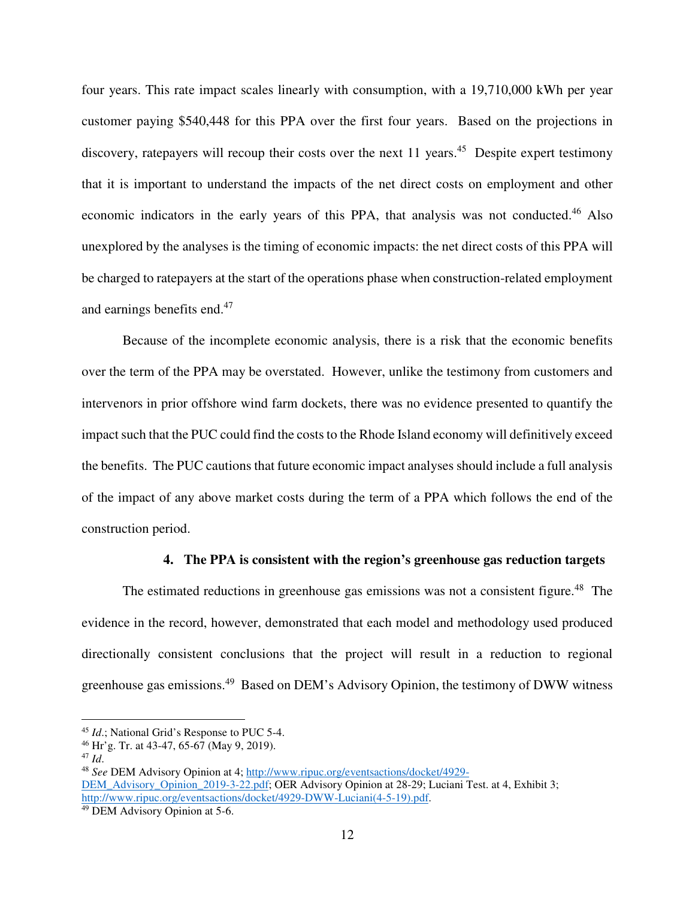four years. This rate impact scales linearly with consumption, with a 19,710,000 kWh per year customer paying $540,448 for this PPA over the first four years. Based on the projections in discovery, ratepayers will recoup their costs over the next 11 years.[45] Despite expert testimony that it is important to understand the impacts of the net direct costs on employment and other economic indicators in the early years of this PPA, that analysis was not conducted.[46] Also unexplored by the analyses is the timing of economic impacts: the net direct costs of this PPA will be charged to ratepayers at the start of the operations phase when construction-related employment and earnings benefits end.[47]

Because of the incomplete economic analysis, there is a risk that the economic benefits over the term of the PPA may be overstated. However, unlike the testimony from customers and intervenors in prior offshore wind farm dockets, there was no evidence presented to quantify the impact such that the PUC could find the costs to the Rhode Island economy will definitively exceed the benefits. The PUC cautions that future economic impact analyses should include a full analysis of the impact of any above market costs during the term of a PPA which follows the end of the construction period.

#### 4. The PPA is consistent with the region's greenhouse gas reduction targets

The estimated reductions in greenhouse gas emissions was not a consistent figure.[48] The evidence in the record, however, demonstrated that each model and methodology used produced directionally consistent conclusions that the project will result in a reduction to regional greenhouse gas emissions.[49] Based on DEM's Advisory Opinion, the testimony of DWW witness

---

[45] *Id.*; National Grid's Response to PUC 5-4.

[46] Hr'g. Tr. at 43-47, 65-67 (May 9, 2019).

[47] *Id.*

[48] *See* DEM Advisory Opinion at 4; http://www.ripuc.org/eventsactions/docket/4929-DEM_Advisory_Opinion_2019-3-22.pdf; OER Advisory Opinion at 28-29; Luciani Test. at 4, Exhibit 3; http://www.ripuc.org/eventsactions/docket/4929-DWW-Luciani(4-5-19).pdf.

[49] DEM Advisory Opinion at 5-6.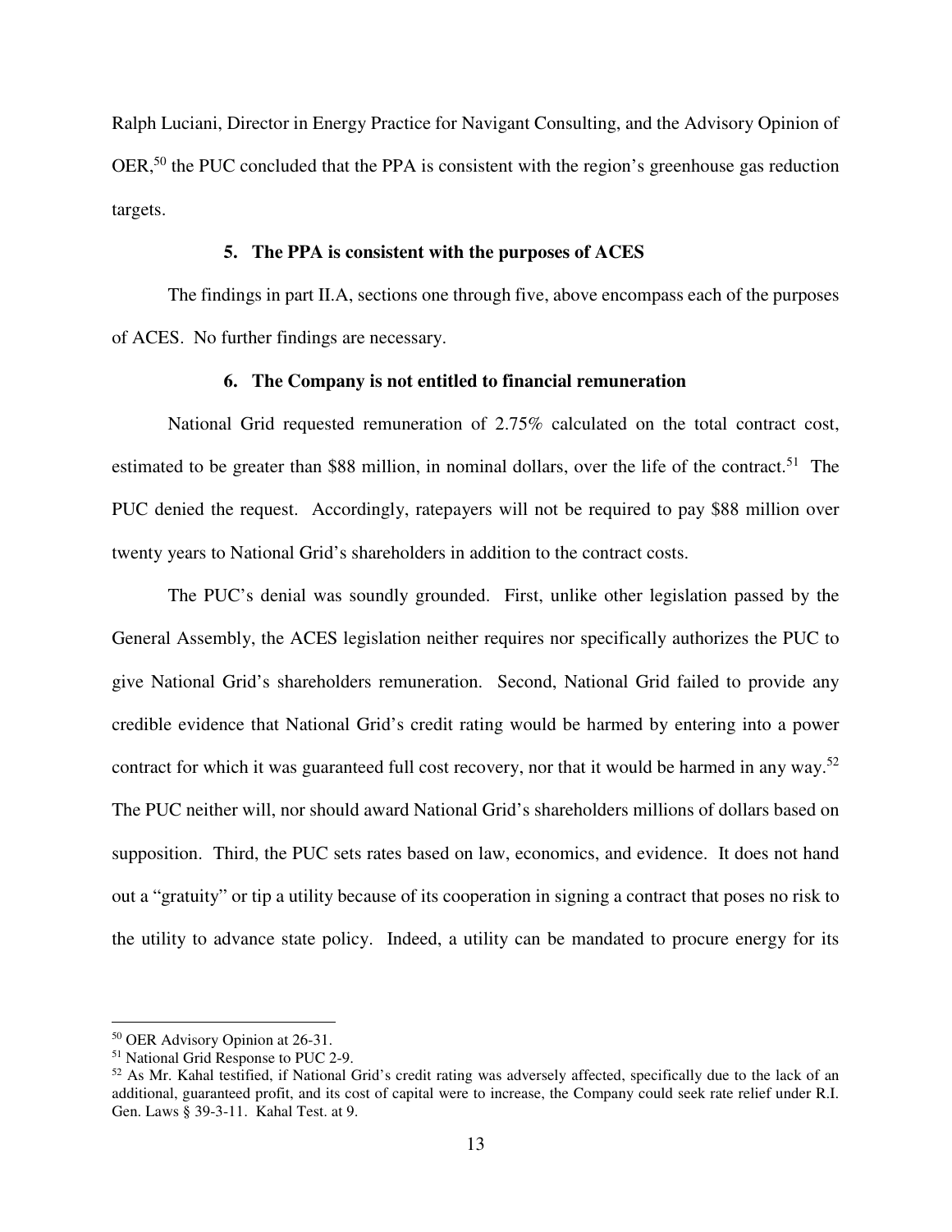Ralph Luciani, Director in Energy Practice for Navigant Consulting, and the Advisory Opinion of OER,[50] the PUC concluded that the PPA is consistent with the region's greenhouse gas reduction targets.

### 5. The PPA is consistent with the purposes of ACES

The findings in part II.A, sections one through five, above encompass each of the purposes of ACES. No further findings are necessary.

### 6. The Company is not entitled to financial remuneration

National Grid requested remuneration of 2.75% calculated on the total contract cost, estimated to be greater than $88 million, in nominal dollars, over the life of the contract.[51] The PUC denied the request. Accordingly, ratepayers will not be required to pay $88 million over twenty years to National Grid's shareholders in addition to the contract costs.

The PUC's denial was soundly grounded. First, unlike other legislation passed by the General Assembly, the ACES legislation neither requires nor specifically authorizes the PUC to give National Grid's shareholders remuneration. Second, National Grid failed to provide any credible evidence that National Grid's credit rating would be harmed by entering into a power contract for which it was guaranteed full cost recovery, nor that it would be harmed in any way.[52] The PUC neither will, nor should award National Grid's shareholders millions of dollars based on supposition. Third, the PUC sets rates based on law, economics, and evidence. It does not hand out a "gratuity" or tip a utility because of its cooperation in signing a contract that poses no risk to the utility to advance state policy. Indeed, a utility can be mandated to procure energy for its

---

[50] OER Advisory Opinion at 26-31.

[51] National Grid Response to PUC 2-9.

[52] As Mr. Kahal testified, if National Grid's credit rating was adversely affected, specifically due to the lack of an additional, guaranteed profit, and its cost of capital were to increase, the Company could seek rate relief under R.I. Gen. Laws § 39-3-11. Kahal Test. at 9.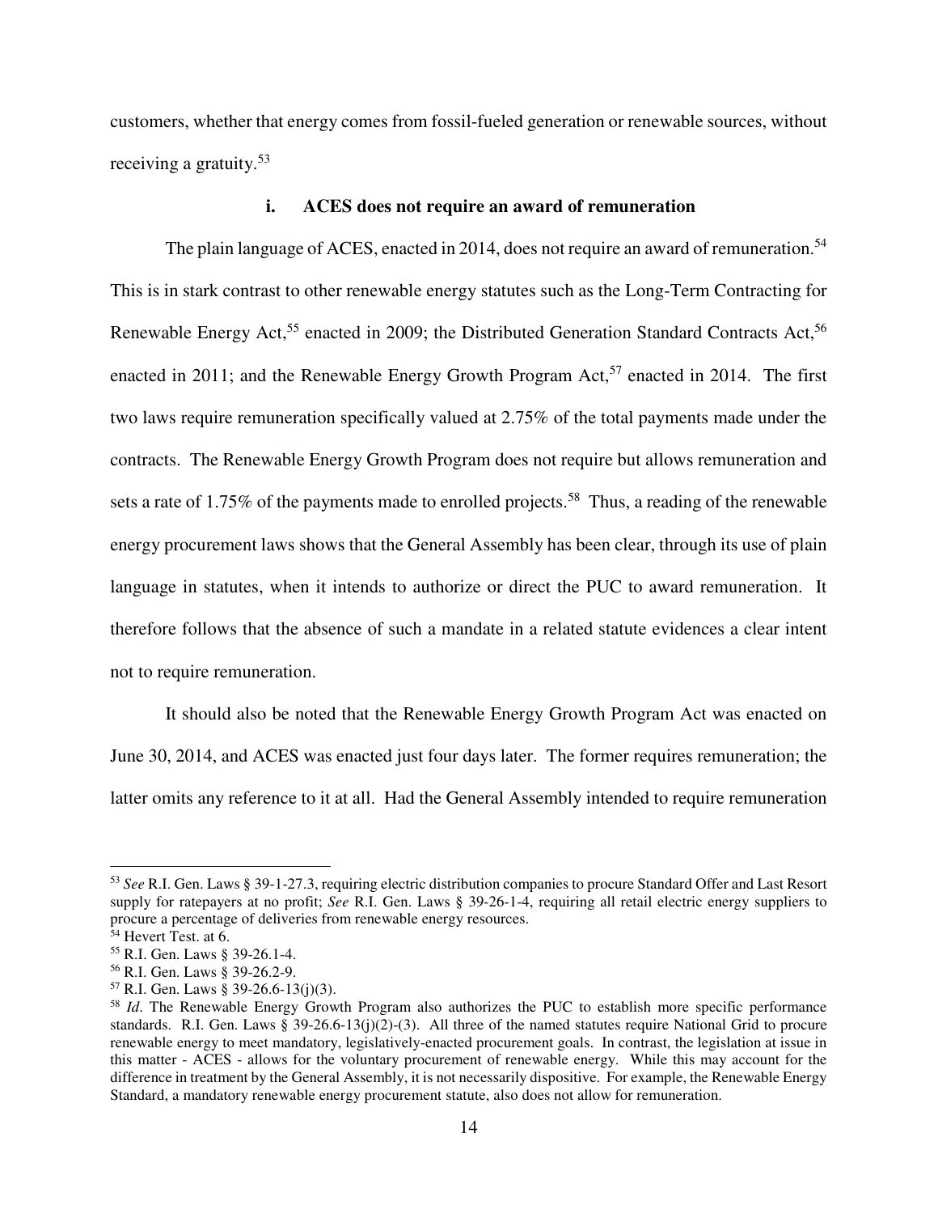customers, whether that energy comes from fossil-fueled generation or renewable sources, without receiving a gratuity.[53]

### i. ACES does not require an award of remuneration

The plain language of ACES, enacted in 2014, does not require an award of remuneration.[54] This is in stark contrast to other renewable energy statutes such as the Long-Term Contracting for Renewable Energy Act,[55] enacted in 2009; the Distributed Generation Standard Contracts Act,[56] enacted in 2011; and the Renewable Energy Growth Program Act,[57] enacted in 2014. The first two laws require remuneration specifically valued at 2.75% of the total payments made under the contracts. The Renewable Energy Growth Program does not require but allows remuneration and sets a rate of 1.75% of the payments made to enrolled projects.[58] Thus, a reading of the renewable energy procurement laws shows that the General Assembly has been clear, through its use of plain language in statutes, when it intends to authorize or direct the PUC to award remuneration. It therefore follows that the absence of such a mandate in a related statute evidences a clear intent not to require remuneration.

It should also be noted that the Renewable Energy Growth Program Act was enacted on June 30, 2014, and ACES was enacted just four days later. The former requires remuneration; the latter omits any reference to it at all. Had the General Assembly intended to require remuneration

---

[53] *See* R.I. Gen. Laws § 39-1-27.3, requiring electric distribution companies to procure Standard Offer and Last Resort supply for ratepayers at no profit; *See* R.I. Gen. Laws § 39-26-1-4, requiring all retail electric energy suppliers to procure a percentage of deliveries from renewable energy resources.

[54] Hevert Test. at 6.

[55] R.I. Gen. Laws § 39-26.1-4.

[56] R.I. Gen. Laws § 39-26.2-9.

[57] R.I. Gen. Laws § 39-26.6-13(j)(3).

[58] *Id*. The Renewable Energy Growth Program also authorizes the PUC to establish more specific performance standards. R.I. Gen. Laws § 39-26.6-13(j)(2)-(3). All three of the named statutes require National Grid to procure renewable energy to meet mandatory, legislatively-enacted procurement goals. In contrast, the legislation at issue in this matter - ACES - allows for the voluntary procurement of renewable energy. While this may account for the difference in treatment by the General Assembly, it is not necessarily dispositive. For example, the Renewable Energy Standard, a mandatory renewable energy procurement statute, also does not allow for remuneration.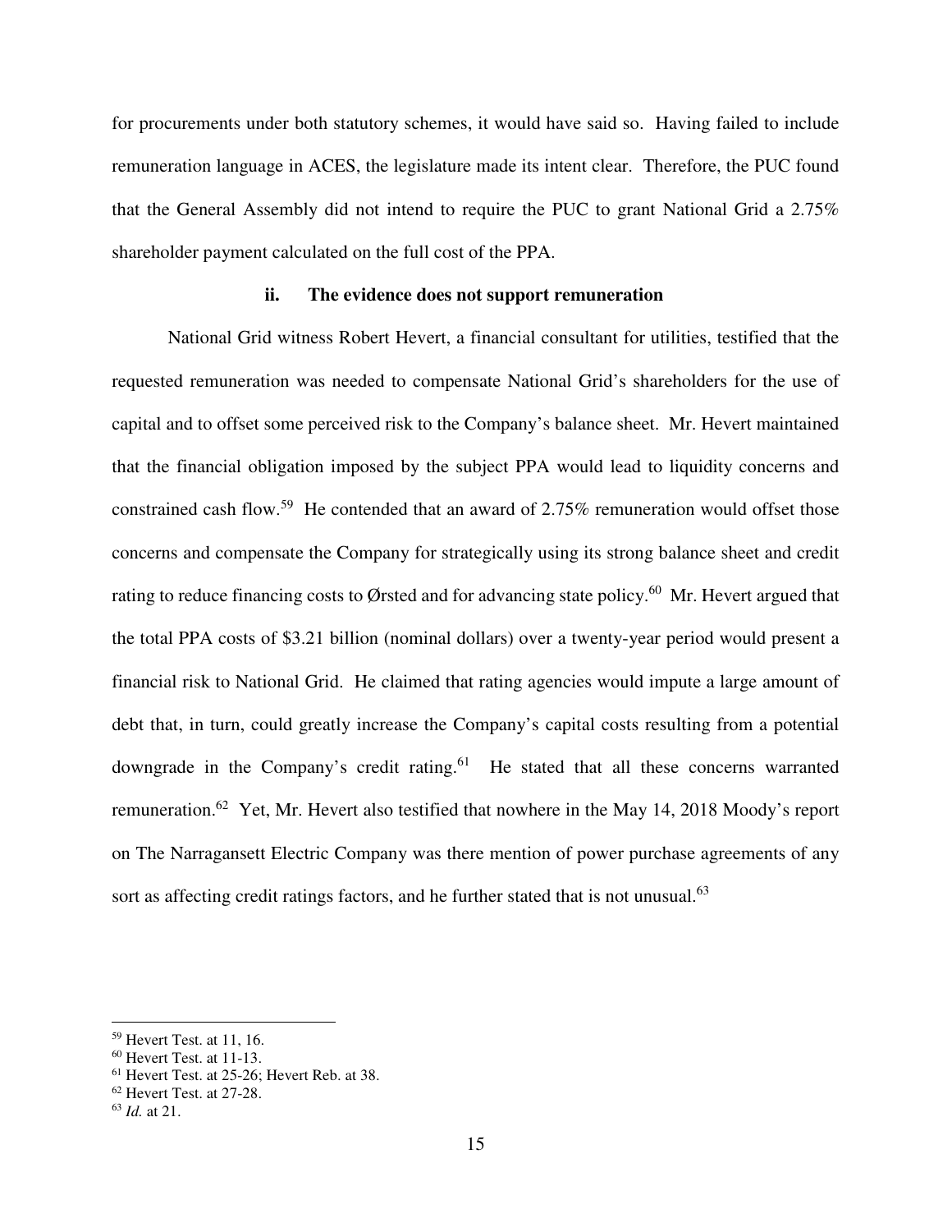for procurements under both statutory schemes, it would have said so. Having failed to include remuneration language in ACES, the legislature made its intent clear. Therefore, the PUC found that the General Assembly did not intend to require the PUC to grant National Grid a 2.75% shareholder payment calculated on the full cost of the PPA.

### ii. The evidence does not support remuneration

National Grid witness Robert Hevert, a financial consultant for utilities, testified that the requested remuneration was needed to compensate National Grid's shareholders for the use of capital and to offset some perceived risk to the Company's balance sheet. Mr. Hevert maintained that the financial obligation imposed by the subject PPA would lead to liquidity concerns and constrained cash flow.[59] He contended that an award of 2.75% remuneration would offset those concerns and compensate the Company for strategically using its strong balance sheet and credit rating to reduce financing costs to Ørsted and for advancing state policy.[60] Mr. Hevert argued that the total PPA costs of $3.21 billion (nominal dollars) over a twenty-year period would present a financial risk to National Grid. He claimed that rating agencies would impute a large amount of debt that, in turn, could greatly increase the Company's capital costs resulting from a potential downgrade in the Company's credit rating.[61] He stated that all these concerns warranted remuneration.[62] Yet, Mr. Hevert also testified that nowhere in the May 14, 2018 Moody's report on The Narragansett Electric Company was there mention of power purchase agreements of any sort as affecting credit ratings factors, and he further stated that is not unusual.[63]

---

[59] Hevert Test. at 11, 16.

[60] Hevert Test. at 11-13.

[61] Hevert Test. at 25-26; Hevert Reb. at 38.

[62] Hevert Test. at 27-28.

[63] *Id.* at 21.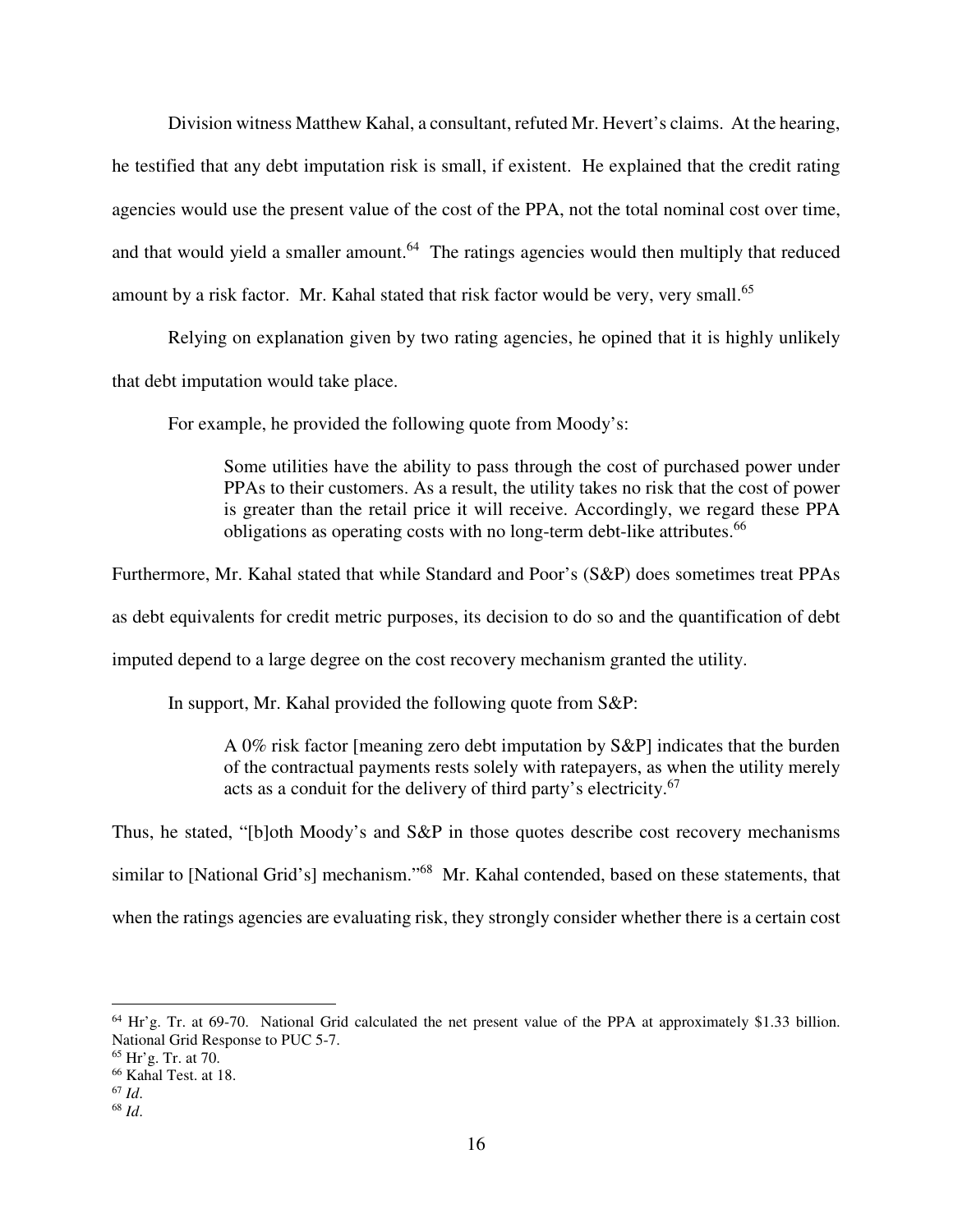Division witness Matthew Kahal, a consultant, refuted Mr. Hevert's claims. At the hearing, he testified that any debt imputation risk is small, if existent. He explained that the credit rating agencies would use the present value of the cost of the PPA, not the total nominal cost over time, and that would yield a smaller amount.[64] The ratings agencies would then multiply that reduced amount by a risk factor. Mr. Kahal stated that risk factor would be very, very small.[65]

Relying on explanation given by two rating agencies, he opined that it is highly unlikely that debt imputation would take place.

For example, he provided the following quote from Moody's:

> Some utilities have the ability to pass through the cost of purchased power under PPAs to their customers. As a result, the utility takes no risk that the cost of power is greater than the retail price it will receive. Accordingly, we regard these PPA obligations as operating costs with no long-term debt-like attributes.[66]

Furthermore, Mr. Kahal stated that while Standard and Poor's (S&P) does sometimes treat PPAs as debt equivalents for credit metric purposes, its decision to do so and the quantification of debt imputed depend to a large degree on the cost recovery mechanism granted the utility.

In support, Mr. Kahal provided the following quote from S&P:

> A 0% risk factor [meaning zero debt imputation by S&P] indicates that the burden of the contractual payments rests solely with ratepayers, as when the utility merely acts as a conduit for the delivery of third party's electricity.[67]

Thus, he stated, "[b]oth Moody's and S&P in those quotes describe cost recovery mechanisms similar to [National Grid's] mechanism."[68] Mr. Kahal contended, based on these statements, that when the ratings agencies are evaluating risk, they strongly consider whether there is a certain cost

---

[64] Hr'g. Tr. at 69-70. National Grid calculated the net present value of the PPA at approximately $1.33 billion. National Grid Response to PUC 5-7.

[65] Hr'g. Tr. at 70.

[66] Kahal Test. at 18.

[67] *Id*.

[68] *Id*.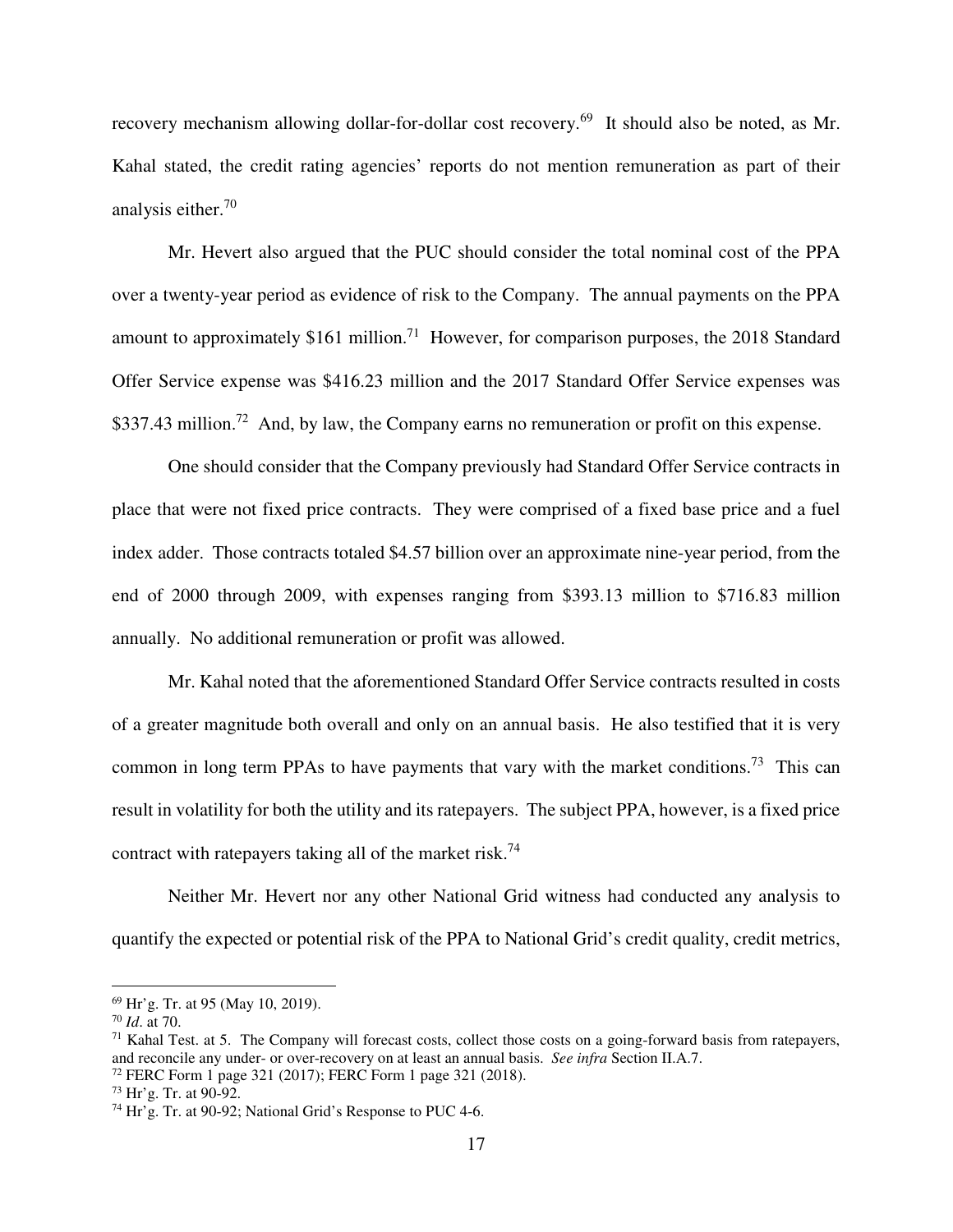recovery mechanism allowing dollar-for-dollar cost recovery.[69] It should also be noted, as Mr. Kahal stated, the credit rating agencies' reports do not mention remuneration as part of their analysis either.[70]

Mr. Hevert also argued that the PUC should consider the total nominal cost of the PPA over a twenty-year period as evidence of risk to the Company. The annual payments on the PPA amount to approximately $161 million.[71] However, for comparison purposes, the 2018 Standard Offer Service expense was $416.23 million and the 2017 Standard Offer Service expenses was $337.43 million.[72] And, by law, the Company earns no remuneration or profit on this expense.

One should consider that the Company previously had Standard Offer Service contracts in place that were not fixed price contracts. They were comprised of a fixed base price and a fuel index adder. Those contracts totaled $4.57 billion over an approximate nine-year period, from the end of 2000 through 2009, with expenses ranging from $393.13 million to $716.83 million annually. No additional remuneration or profit was allowed.

Mr. Kahal noted that the aforementioned Standard Offer Service contracts resulted in costs of a greater magnitude both overall and only on an annual basis. He also testified that it is very common in long term PPAs to have payments that vary with the market conditions.[73] This can result in volatility for both the utility and its ratepayers. The subject PPA, however, is a fixed price contract with ratepayers taking all of the market risk.[74]

Neither Mr. Hevert nor any other National Grid witness had conducted any analysis to quantify the expected or potential risk of the PPA to National Grid's credit quality, credit metrics,

---

[69] Hr'g. Tr. at 95 (May 10, 2019).

[70] *Id*. at 70.

[71] Kahal Test. at 5. The Company will forecast costs, collect those costs on a going-forward basis from ratepayers, and reconcile any under- or over-recovery on at least an annual basis. *See infra* Section II.A.7.

[72] FERC Form 1 page 321 (2017); FERC Form 1 page 321 (2018).

[73] Hr'g. Tr. at 90-92.

[74] Hr'g. Tr. at 90-92; National Grid's Response to PUC 4-6.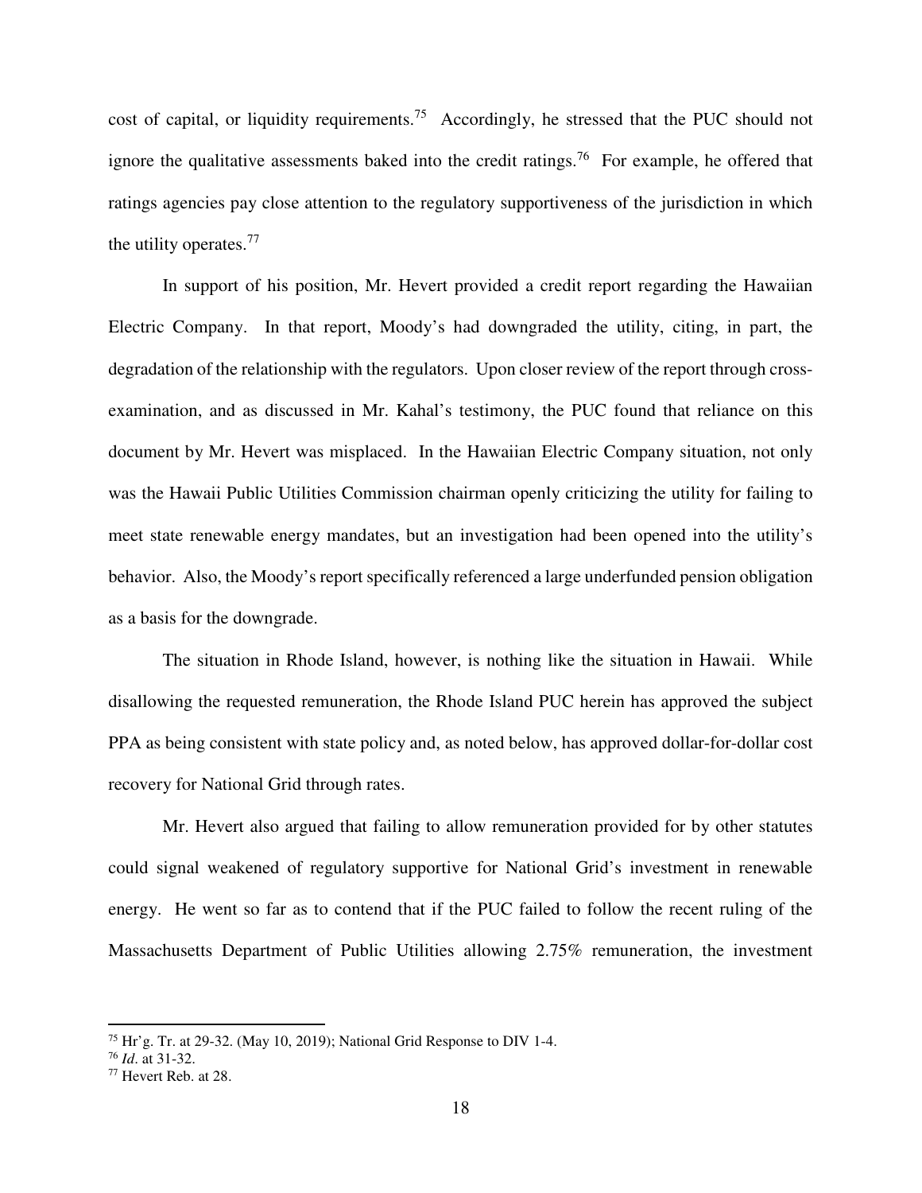cost of capital, or liquidity requirements.[75] Accordingly, he stressed that the PUC should not ignore the qualitative assessments baked into the credit ratings.[76] For example, he offered that ratings agencies pay close attention to the regulatory supportiveness of the jurisdiction in which the utility operates.[77]

In support of his position, Mr. Hevert provided a credit report regarding the Hawaiian Electric Company. In that report, Moody's had downgraded the utility, citing, in part, the degradation of the relationship with the regulators. Upon closer review of the report through cross-examination, and as discussed in Mr. Kahal's testimony, the PUC found that reliance on this document by Mr. Hevert was misplaced. In the Hawaiian Electric Company situation, not only was the Hawaii Public Utilities Commission chairman openly criticizing the utility for failing to meet state renewable energy mandates, but an investigation had been opened into the utility's behavior. Also, the Moody's report specifically referenced a large underfunded pension obligation as a basis for the downgrade.

The situation in Rhode Island, however, is nothing like the situation in Hawaii. While disallowing the requested remuneration, the Rhode Island PUC herein has approved the subject PPA as being consistent with state policy and, as noted below, has approved dollar-for-dollar cost recovery for National Grid through rates.

Mr. Hevert also argued that failing to allow remuneration provided for by other statutes could signal weakened of regulatory supportive for National Grid's investment in renewable energy. He went so far as to contend that if the PUC failed to follow the recent ruling of the Massachusetts Department of Public Utilities allowing 2.75% remuneration, the investment

---

[75] Hr'g. Tr. at 29-32. (May 10, 2019); National Grid Response to DIV 1-4.

[76] *Id*. at 31-32.

[77] Hevert Reb. at 28.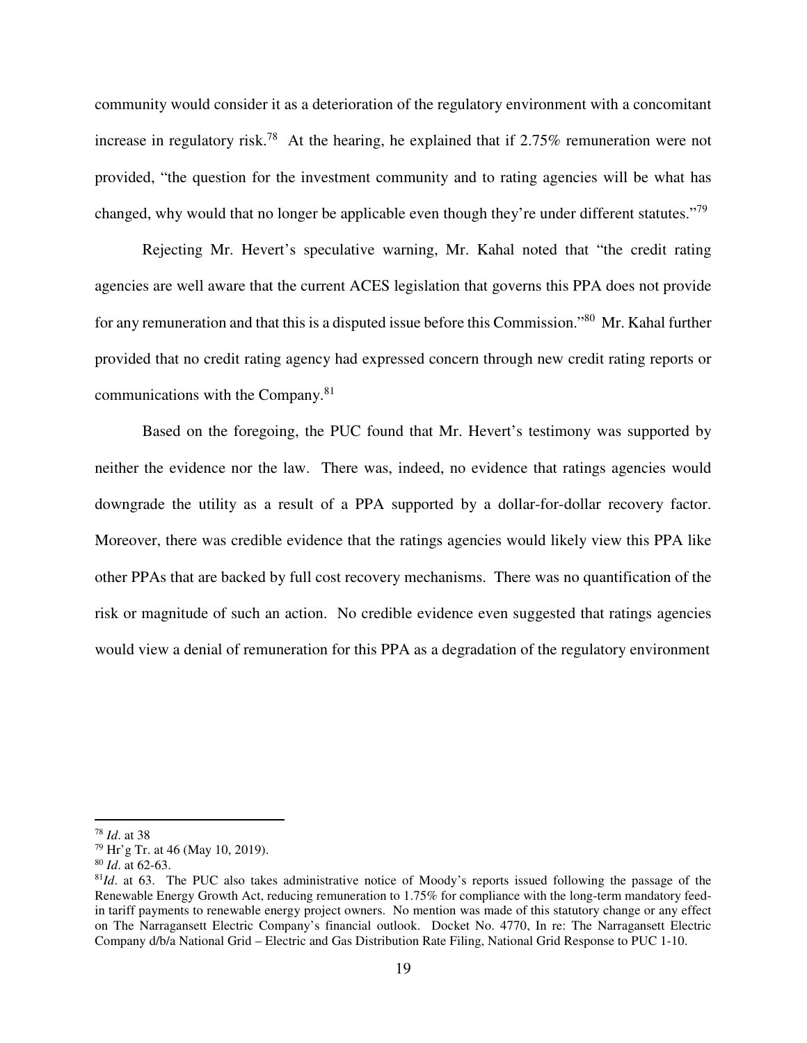community would consider it as a deterioration of the regulatory environment with a concomitant increase in regulatory risk.[78] At the hearing, he explained that if 2.75% remuneration were not provided, "the question for the investment community and to rating agencies will be what has changed, why would that no longer be applicable even though they're under different statutes."[79]

Rejecting Mr. Hevert's speculative warning, Mr. Kahal noted that "the credit rating agencies are well aware that the current ACES legislation that governs this PPA does not provide for any remuneration and that this is a disputed issue before this Commission."[80] Mr. Kahal further provided that no credit rating agency had expressed concern through new credit rating reports or communications with the Company.[81]

Based on the foregoing, the PUC found that Mr. Hevert's testimony was supported by neither the evidence nor the law. There was, indeed, no evidence that ratings agencies would downgrade the utility as a result of a PPA supported by a dollar-for-dollar recovery factor. Moreover, there was credible evidence that the ratings agencies would likely view this PPA like other PPAs that are backed by full cost recovery mechanisms. There was no quantification of the risk or magnitude of such an action. No credible evidence even suggested that ratings agencies would view a denial of remuneration for this PPA as a degradation of the regulatory environment

---

[78] *Id*. at 38

[79] Hr'g Tr. at 46 (May 10, 2019).

[80] *Id*. at 62-63.

[81] *Id*. at 63. The PUC also takes administrative notice of Moody's reports issued following the passage of the Renewable Energy Growth Act, reducing remuneration to 1.75% for compliance with the long-term mandatory feed-in tariff payments to renewable energy project owners. No mention was made of this statutory change or any effect on The Narragansett Electric Company's financial outlook. Docket No. 4770, In re: The Narragansett Electric Company d/b/a National Grid – Electric and Gas Distribution Rate Filing, National Grid Response to PUC 1-10.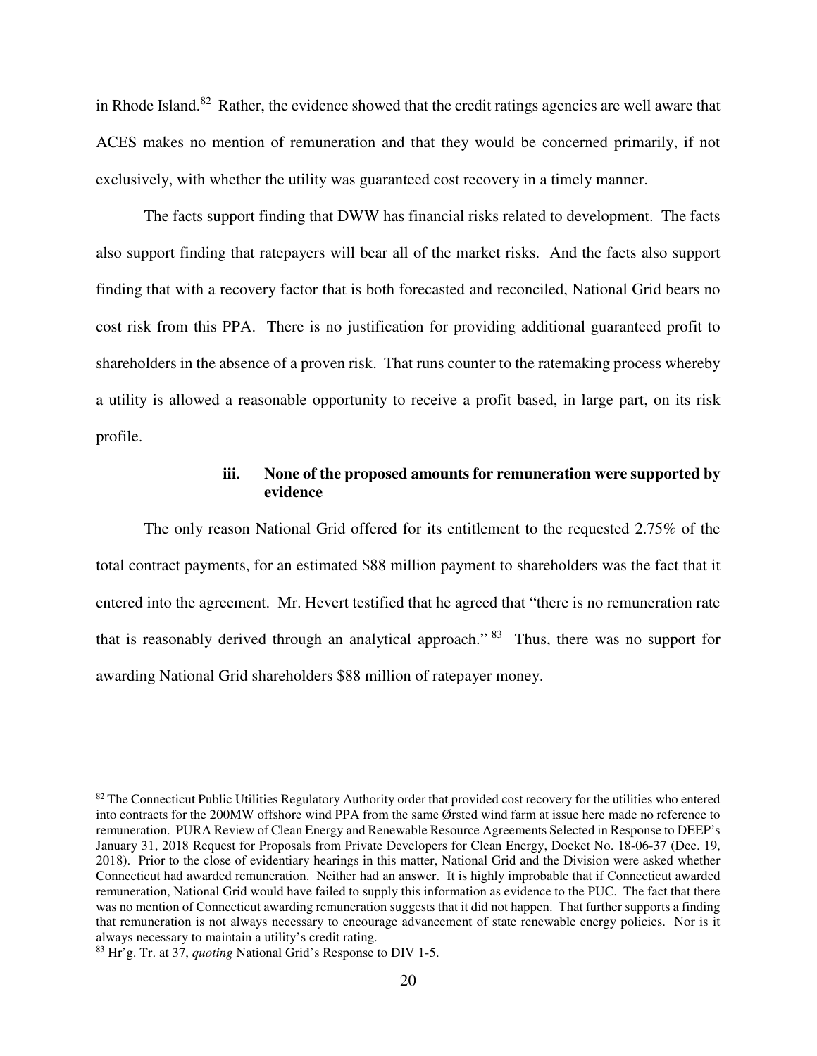in Rhode Island.[82] Rather, the evidence showed that the credit ratings agencies are well aware that ACES makes no mention of remuneration and that they would be concerned primarily, if not exclusively, with whether the utility was guaranteed cost recovery in a timely manner.

The facts support finding that DWW has financial risks related to development. The facts also support finding that ratepayers will bear all of the market risks. And the facts also support finding that with a recovery factor that is both forecasted and reconciled, National Grid bears no cost risk from this PPA. There is no justification for providing additional guaranteed profit to shareholders in the absence of a proven risk. That runs counter to the ratemaking process whereby a utility is allowed a reasonable opportunity to receive a profit based, in large part, on its risk profile.

#### iii. None of the proposed amounts for remuneration were supported by evidence

The only reason National Grid offered for its entitlement to the requested 2.75% of the total contract payments, for an estimated $88 million payment to shareholders was the fact that it entered into the agreement. Mr. Hevert testified that he agreed that "there is no remuneration rate that is reasonably derived through an analytical approach."[83] Thus, there was no support for awarding National Grid shareholders $88 million of ratepayer money.

---

[82] The Connecticut Public Utilities Regulatory Authority order that provided cost recovery for the utilities who entered into contracts for the 200MW offshore wind PPA from the same Ørsted wind farm at issue here made no reference to remuneration. PURA Review of Clean Energy and Renewable Resource Agreements Selected in Response to DEEP's January 31, 2018 Request for Proposals from Private Developers for Clean Energy, Docket No. 18-06-37 (Dec. 19, 2018). Prior to the close of evidentiary hearings in this matter, National Grid and the Division were asked whether Connecticut had awarded remuneration. Neither had an answer. It is highly improbable that if Connecticut awarded remuneration, National Grid would have failed to supply this information as evidence to the PUC. The fact that there was no mention of Connecticut awarding remuneration suggests that it did not happen. That further supports a finding that remuneration is not always necessary to encourage advancement of state renewable energy policies. Nor is it always necessary to maintain a utility's credit rating.

[83] Hr'g. Tr. at 37, *quoting* National Grid's Response to DIV 1-5.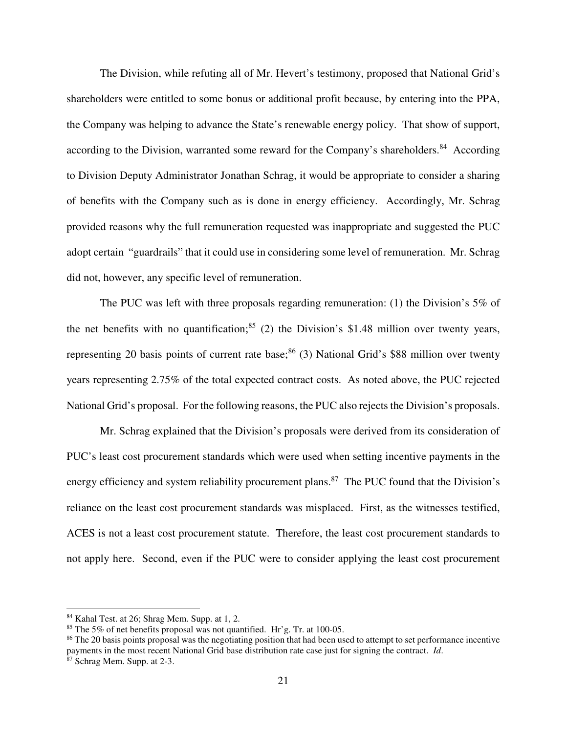The Division, while refuting all of Mr. Hevert's testimony, proposed that National Grid's shareholders were entitled to some bonus or additional profit because, by entering into the PPA, the Company was helping to advance the State's renewable energy policy. That show of support, according to the Division, warranted some reward for the Company's shareholders.[84] According to Division Deputy Administrator Jonathan Schrag, it would be appropriate to consider a sharing of benefits with the Company such as is done in energy efficiency. Accordingly, Mr. Schrag provided reasons why the full remuneration requested was inappropriate and suggested the PUC adopt certain "guardrails" that it could use in considering some level of remuneration. Mr. Schrag did not, however, any specific level of remuneration.

The PUC was left with three proposals regarding remuneration: (1) the Division's 5% of the net benefits with no quantification;[85] (2) the Division's $1.48 million over twenty years, representing 20 basis points of current rate base;[86] (3) National Grid's $88 million over twenty years representing 2.75% of the total expected contract costs. As noted above, the PUC rejected National Grid's proposal. For the following reasons, the PUC also rejects the Division's proposals.

Mr. Schrag explained that the Division's proposals were derived from its consideration of PUC's least cost procurement standards which were used when setting incentive payments in the energy efficiency and system reliability procurement plans.[87] The PUC found that the Division's reliance on the least cost procurement standards was misplaced. First, as the witnesses testified, ACES is not a least cost procurement statute. Therefore, the least cost procurement standards to not apply here. Second, even if the PUC were to consider applying the least cost procurement

---

[84] Kahal Test. at 26; Shrag Mem. Supp. at 1, 2.

[85] The 5% of net benefits proposal was not quantified. Hr'g. Tr. at 100-05.

[86] The 20 basis points proposal was the negotiating position that had been used to attempt to set performance incentive payments in the most recent National Grid base distribution rate case just for signing the contract. *Id*.

[87] Schrag Mem. Supp. at 2-3.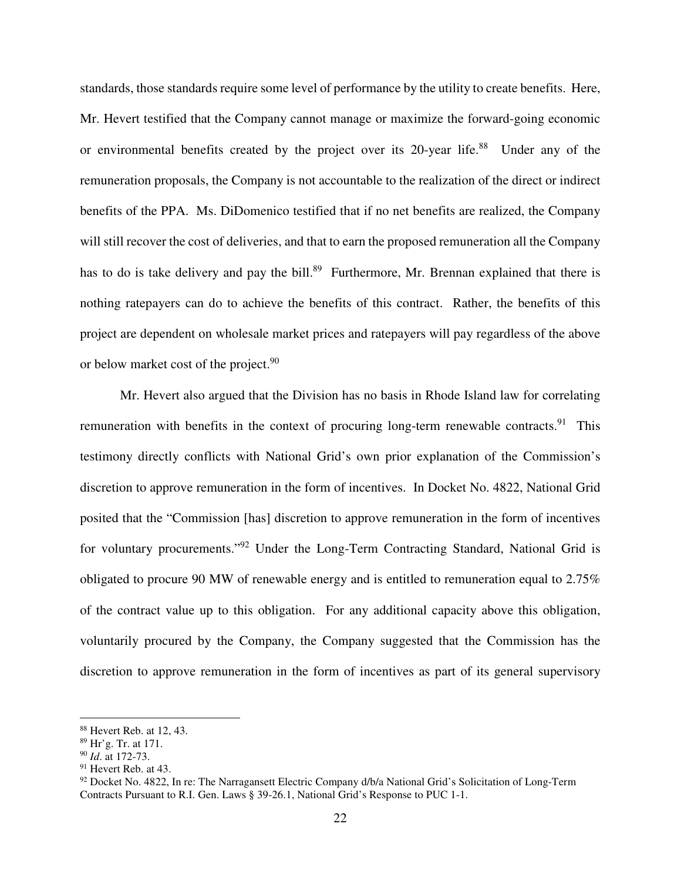standards, those standards require some level of performance by the utility to create benefits. Here, Mr. Hevert testified that the Company cannot manage or maximize the forward-going economic or environmental benefits created by the project over its 20-year life.[88] Under any of the remuneration proposals, the Company is not accountable to the realization of the direct or indirect benefits of the PPA. Ms. DiDomenico testified that if no net benefits are realized, the Company will still recover the cost of deliveries, and that to earn the proposed remuneration all the Company has to do is take delivery and pay the bill.[89] Furthermore, Mr. Brennan explained that there is nothing ratepayers can do to achieve the benefits of this contract. Rather, the benefits of this project are dependent on wholesale market prices and ratepayers will pay regardless of the above or below market cost of the project.[90]

Mr. Hevert also argued that the Division has no basis in Rhode Island law for correlating remuneration with benefits in the context of procuring long-term renewable contracts.[91] This testimony directly conflicts with National Grid's own prior explanation of the Commission's discretion to approve remuneration in the form of incentives. In Docket No. 4822, National Grid posited that the "Commission [has] discretion to approve remuneration in the form of incentives for voluntary procurements."[92] Under the Long-Term Contracting Standard, National Grid is obligated to procure 90 MW of renewable energy and is entitled to remuneration equal to 2.75% of the contract value up to this obligation. For any additional capacity above this obligation, voluntarily procured by the Company, the Company suggested that the Commission has the discretion to approve remuneration in the form of incentives as part of its general supervisory

---

[88] Hevert Reb. at 12, 43.

[89] Hr'g. Tr. at 171.

[90] *Id*. at 172-73.

[91] Hevert Reb. at 43.

[92] Docket No. 4822, In re: The Narragansett Electric Company d/b/a National Grid's Solicitation of Long-Term Contracts Pursuant to R.I. Gen. Laws § 39-26.1, National Grid's Response to PUC 1-1.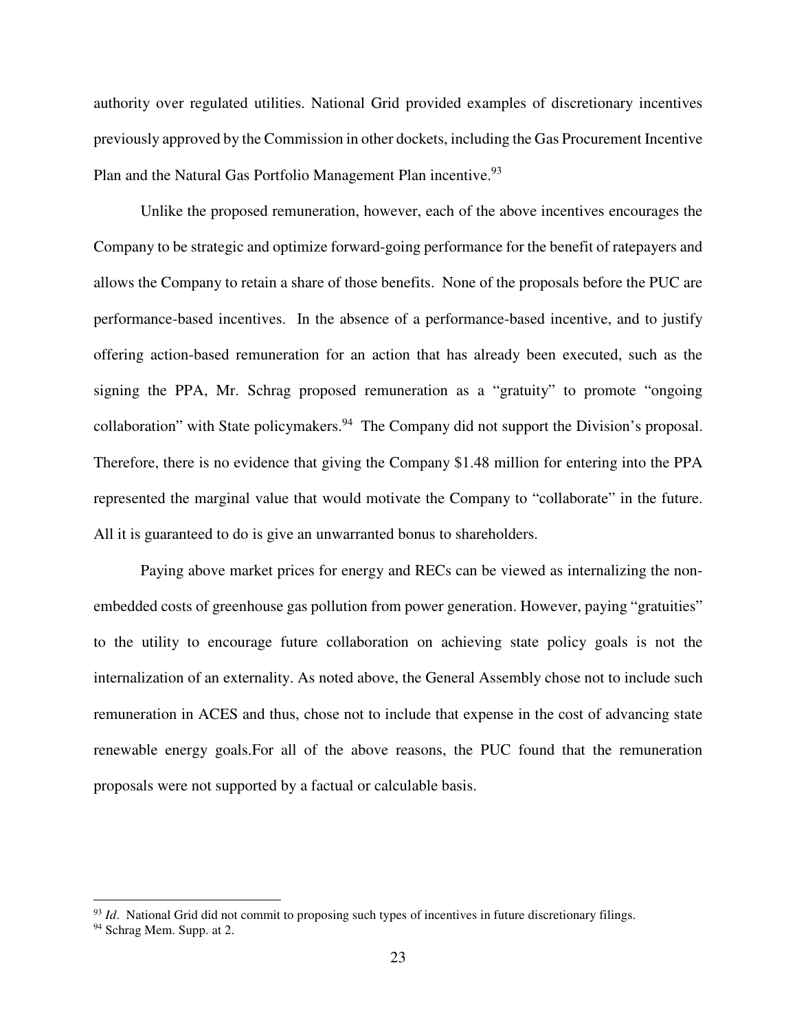authority over regulated utilities. National Grid provided examples of discretionary incentives previously approved by the Commission in other dockets, including the Gas Procurement Incentive Plan and the Natural Gas Portfolio Management Plan incentive.[93]

Unlike the proposed remuneration, however, each of the above incentives encourages the Company to be strategic and optimize forward-going performance for the benefit of ratepayers and allows the Company to retain a share of those benefits. None of the proposals before the PUC are performance-based incentives. In the absence of a performance-based incentive, and to justify offering action-based remuneration for an action that has already been executed, such as the signing the PPA, Mr. Schrag proposed remuneration as a "gratuity" to promote "ongoing collaboration" with State policymakers.[94] The Company did not support the Division's proposal. Therefore, there is no evidence that giving the Company $1.48 million for entering into the PPA represented the marginal value that would motivate the Company to "collaborate" in the future. All it is guaranteed to do is give an unwarranted bonus to shareholders.

Paying above market prices for energy and RECs can be viewed as internalizing the non-embedded costs of greenhouse gas pollution from power generation. However, paying "gratuities" to the utility to encourage future collaboration on achieving state policy goals is not the internalization of an externality. As noted above, the General Assembly chose not to include such remuneration in ACES and thus, chose not to include that expense in the cost of advancing state renewable energy goals.For all of the above reasons, the PUC found that the remuneration proposals were not supported by a factual or calculable basis.

---

[93] *Id*. National Grid did not commit to proposing such types of incentives in future discretionary filings.

[94] Schrag Mem. Supp. at 2.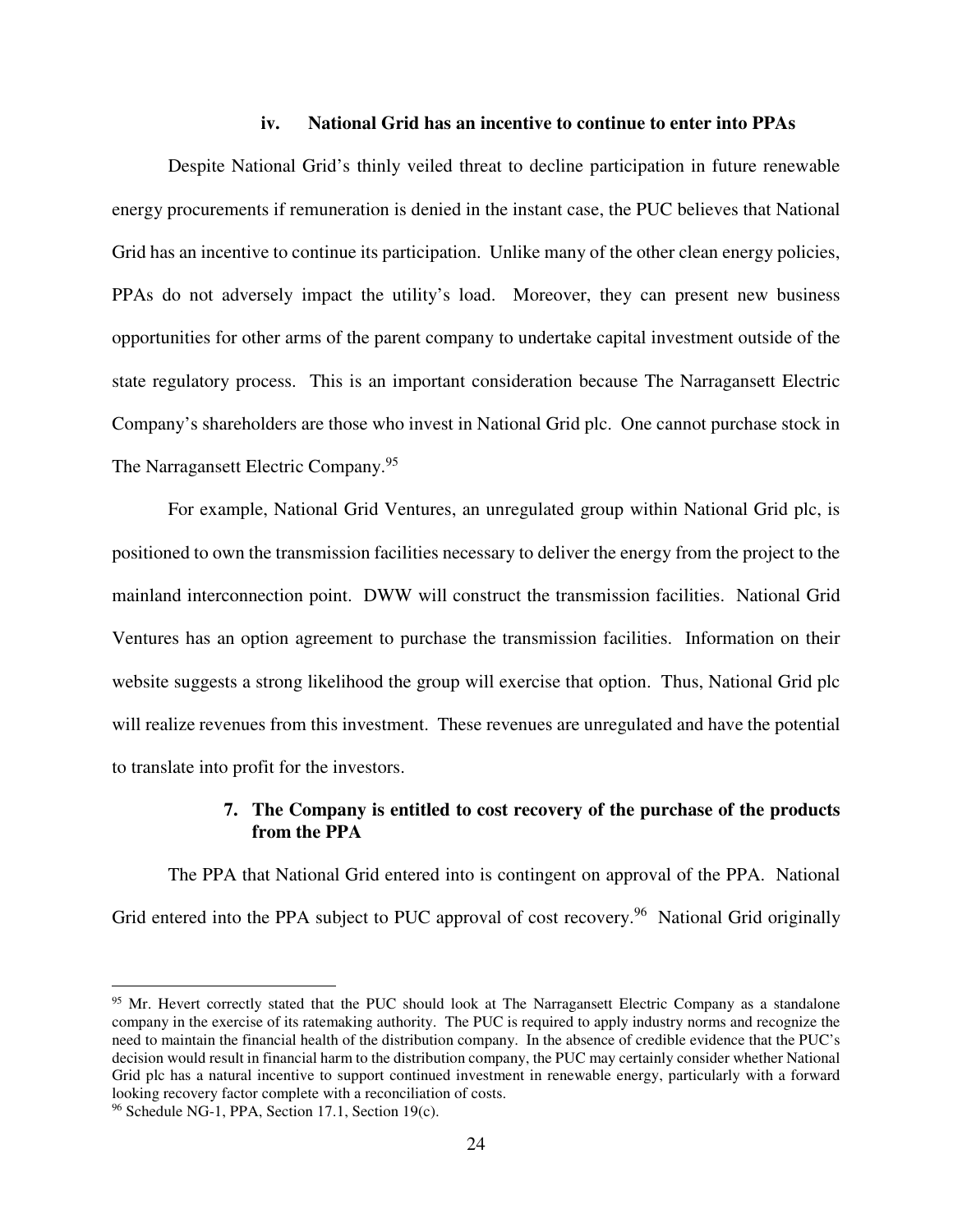#### iv. National Grid has an incentive to continue to enter into PPAs

Despite National Grid's thinly veiled threat to decline participation in future renewable energy procurements if remuneration is denied in the instant case, the PUC believes that National Grid has an incentive to continue its participation. Unlike many of the other clean energy policies, PPAs do not adversely impact the utility's load. Moreover, they can present new business opportunities for other arms of the parent company to undertake capital investment outside of the state regulatory process. This is an important consideration because The Narragansett Electric Company's shareholders are those who invest in National Grid plc. One cannot purchase stock in The Narragansett Electric Company.[95]

For example, National Grid Ventures, an unregulated group within National Grid plc, is positioned to own the transmission facilities necessary to deliver the energy from the project to the mainland interconnection point. DWW will construct the transmission facilities. National Grid Ventures has an option agreement to purchase the transmission facilities. Information on their website suggests a strong likelihood the group will exercise that option. Thus, National Grid plc will realize revenues from this investment. These revenues are unregulated and have the potential to translate into profit for the investors.

### 7. The Company is entitled to cost recovery of the purchase of the products from the PPA

The PPA that National Grid entered into is contingent on approval of the PPA. National Grid entered into the PPA subject to PUC approval of cost recovery.[96] National Grid originally

---

[95] Mr. Hevert correctly stated that the PUC should look at The Narragansett Electric Company as a standalone company in the exercise of its ratemaking authority. The PUC is required to apply industry norms and recognize the need to maintain the financial health of the distribution company. In the absence of credible evidence that the PUC's decision would result in financial harm to the distribution company, the PUC may certainly consider whether National Grid plc has a natural incentive to support continued investment in renewable energy, particularly with a forward looking recovery factor complete with a reconciliation of costs.

[96] Schedule NG-1, PPA, Section 17.1, Section 19(c).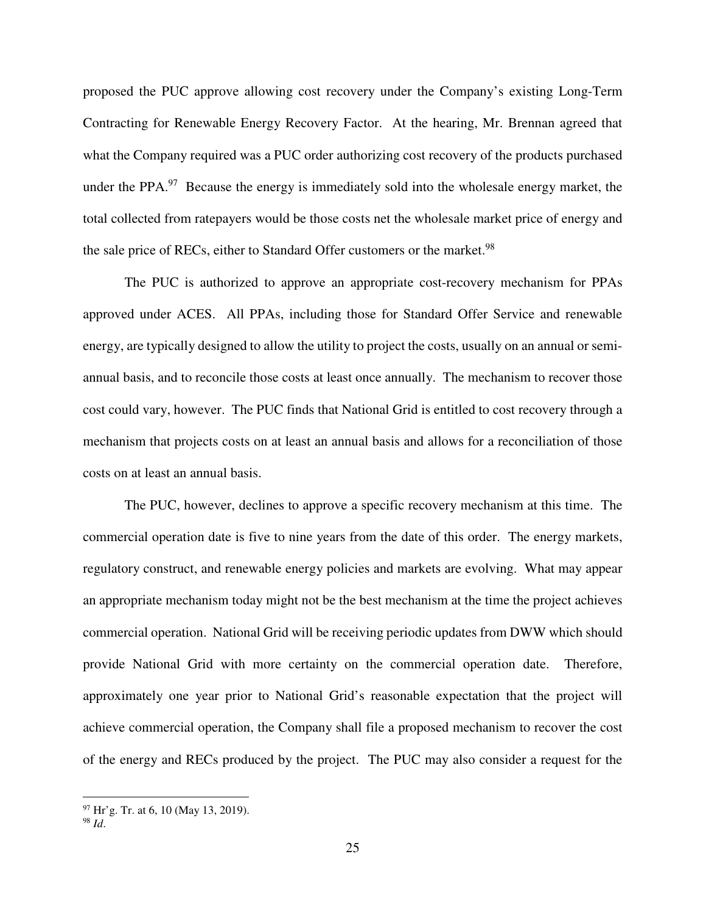proposed the PUC approve allowing cost recovery under the Company's existing Long-Term Contracting for Renewable Energy Recovery Factor. At the hearing, Mr. Brennan agreed that what the Company required was a PUC order authorizing cost recovery of the products purchased under the PPA.[97] Because the energy is immediately sold into the wholesale energy market, the total collected from ratepayers would be those costs net the wholesale market price of energy and the sale price of RECs, either to Standard Offer customers or the market.[98]

The PUC is authorized to approve an appropriate cost-recovery mechanism for PPAs approved under ACES. All PPAs, including those for Standard Offer Service and renewable energy, are typically designed to allow the utility to project the costs, usually on an annual or semi-annual basis, and to reconcile those costs at least once annually. The mechanism to recover those cost could vary, however. The PUC finds that National Grid is entitled to cost recovery through a mechanism that projects costs on at least an annual basis and allows for a reconciliation of those costs on at least an annual basis.

The PUC, however, declines to approve a specific recovery mechanism at this time. The commercial operation date is five to nine years from the date of this order. The energy markets, regulatory construct, and renewable energy policies and markets are evolving. What may appear an appropriate mechanism today might not be the best mechanism at the time the project achieves commercial operation. National Grid will be receiving periodic updates from DWW which should provide National Grid with more certainty on the commercial operation date. Therefore, approximately one year prior to National Grid's reasonable expectation that the project will achieve commercial operation, the Company shall file a proposed mechanism to recover the cost of the energy and RECs produced by the project. The PUC may also consider a request for the

[97] Hr'g. Tr. at 6, 10 (May 13, 2019).

[98] *Id*.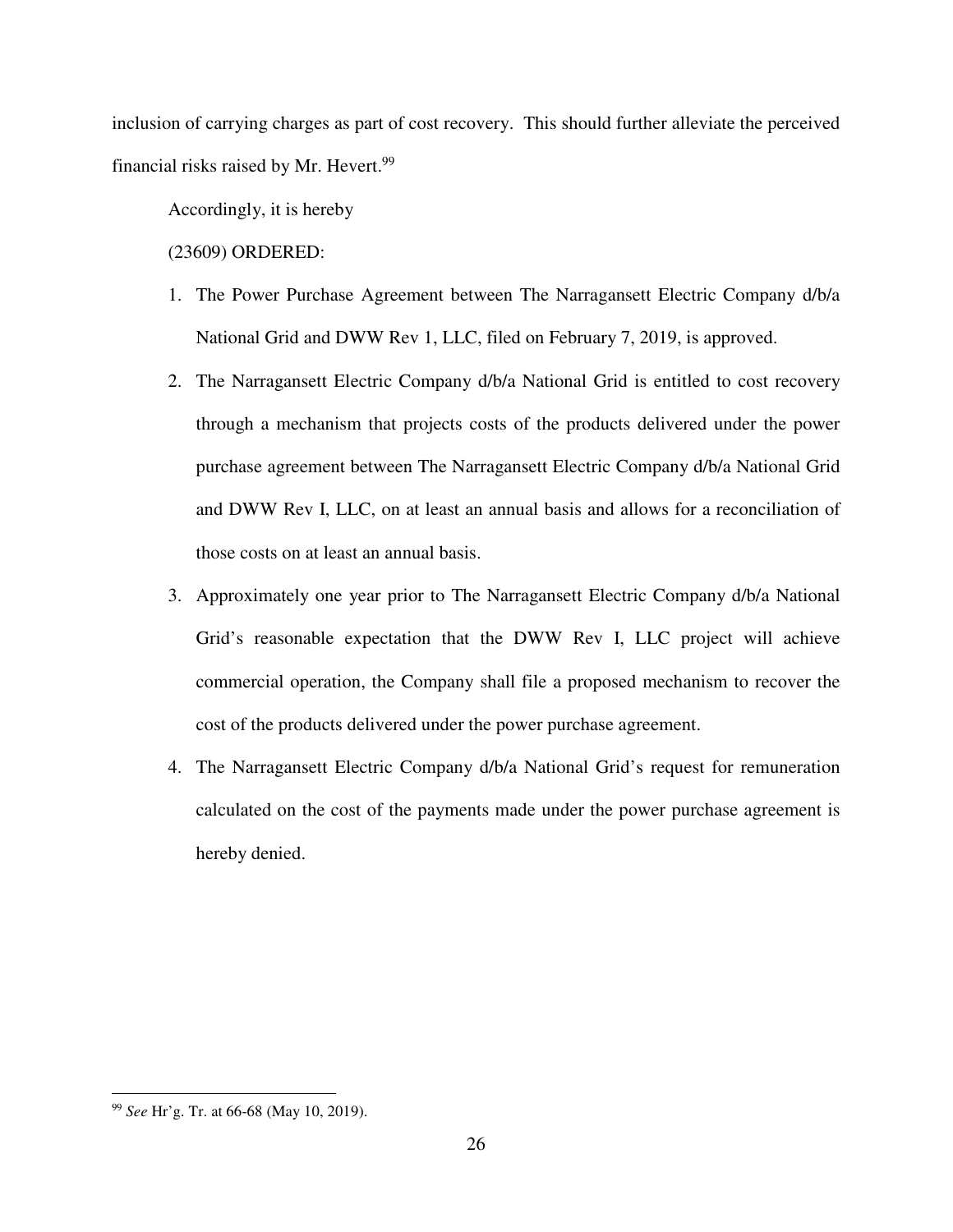inclusion of carrying charges as part of cost recovery. This should further alleviate the perceived financial risks raised by Mr. Hevert.[99]

Accordingly, it is hereby

(23609) ORDERED:

1. The Power Purchase Agreement between The Narragansett Electric Company d/b/a National Grid and DWW Rev 1, LLC, filed on February 7, 2019, is approved.
2. The Narragansett Electric Company d/b/a National Grid is entitled to cost recovery through a mechanism that projects costs of the products delivered under the power purchase agreement between The Narragansett Electric Company d/b/a National Grid and DWW Rev I, LLC, on at least an annual basis and allows for a reconciliation of those costs on at least an annual basis.
3. Approximately one year prior to The Narragansett Electric Company d/b/a National Grid's reasonable expectation that the DWW Rev I, LLC project will achieve commercial operation, the Company shall file a proposed mechanism to recover the cost of the products delivered under the power purchase agreement.
4. The Narragansett Electric Company d/b/a National Grid's request for remuneration calculated on the cost of the payments made under the power purchase agreement is hereby denied.

---

[99] *See* Hr'g. Tr. at 66-68 (May 10, 2019).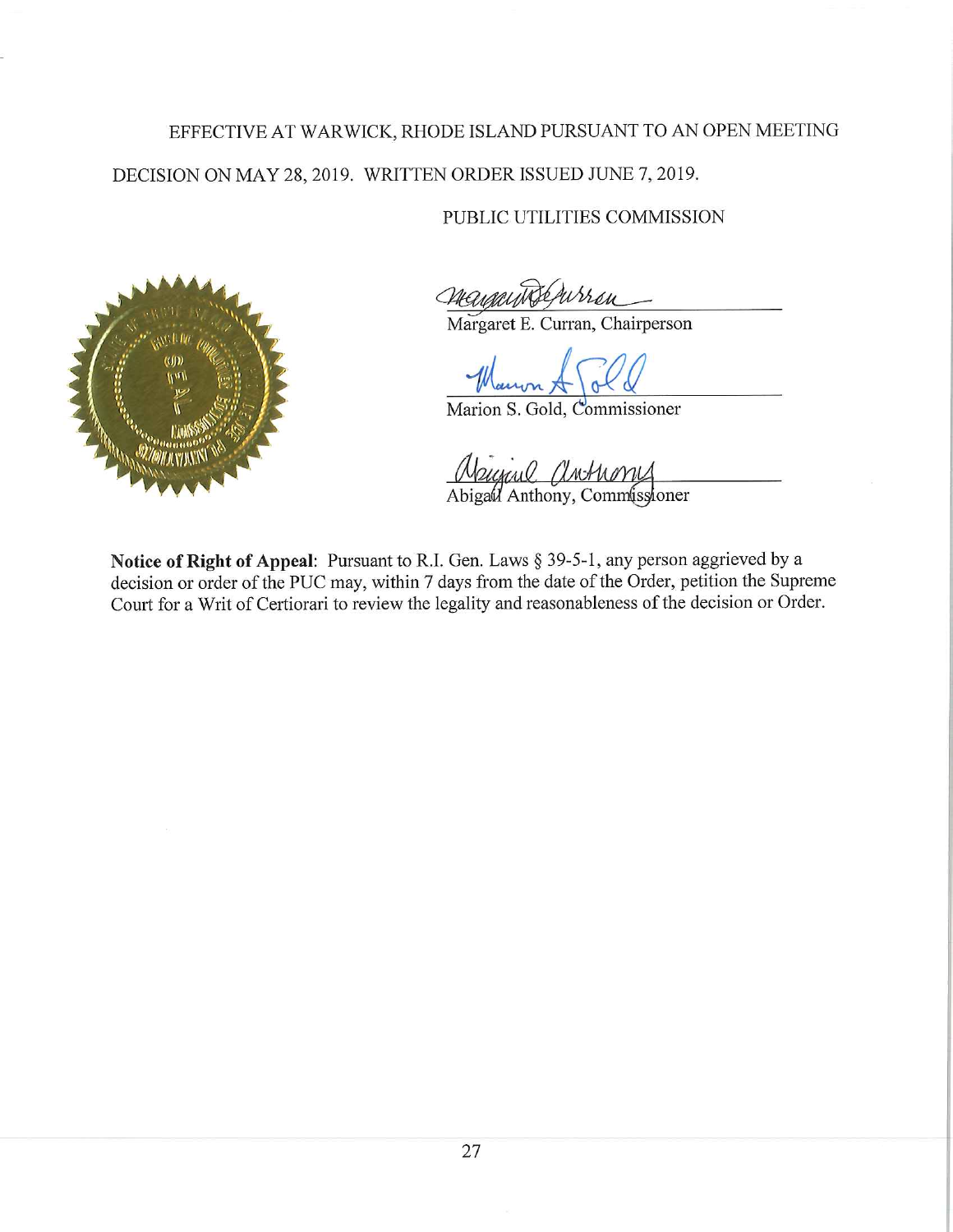EFFECTIVE AT WARWICK, RHODE ISLAND PURSUANT TO AN OPEN MEETING DECISION ON MAY 28, 2019. WRITTEN ORDER ISSUED JUNE 7, 2019.

PUBLIC UTILITIES COMMISSION

Margaret E. Curran, Chairperson

Marion S. Gold, Commissioner

Abigail Anthony, Commissioner

**Notice of Right of Appeal**: Pursuant to R.I. Gen. Laws § 39-5-1, any person aggrieved by a decision or order of the PUC may, within 7 days from the date of the Order, petition the Supreme Court for a Writ of Certiorari to review the legality and reasonableness of the decision or Order.